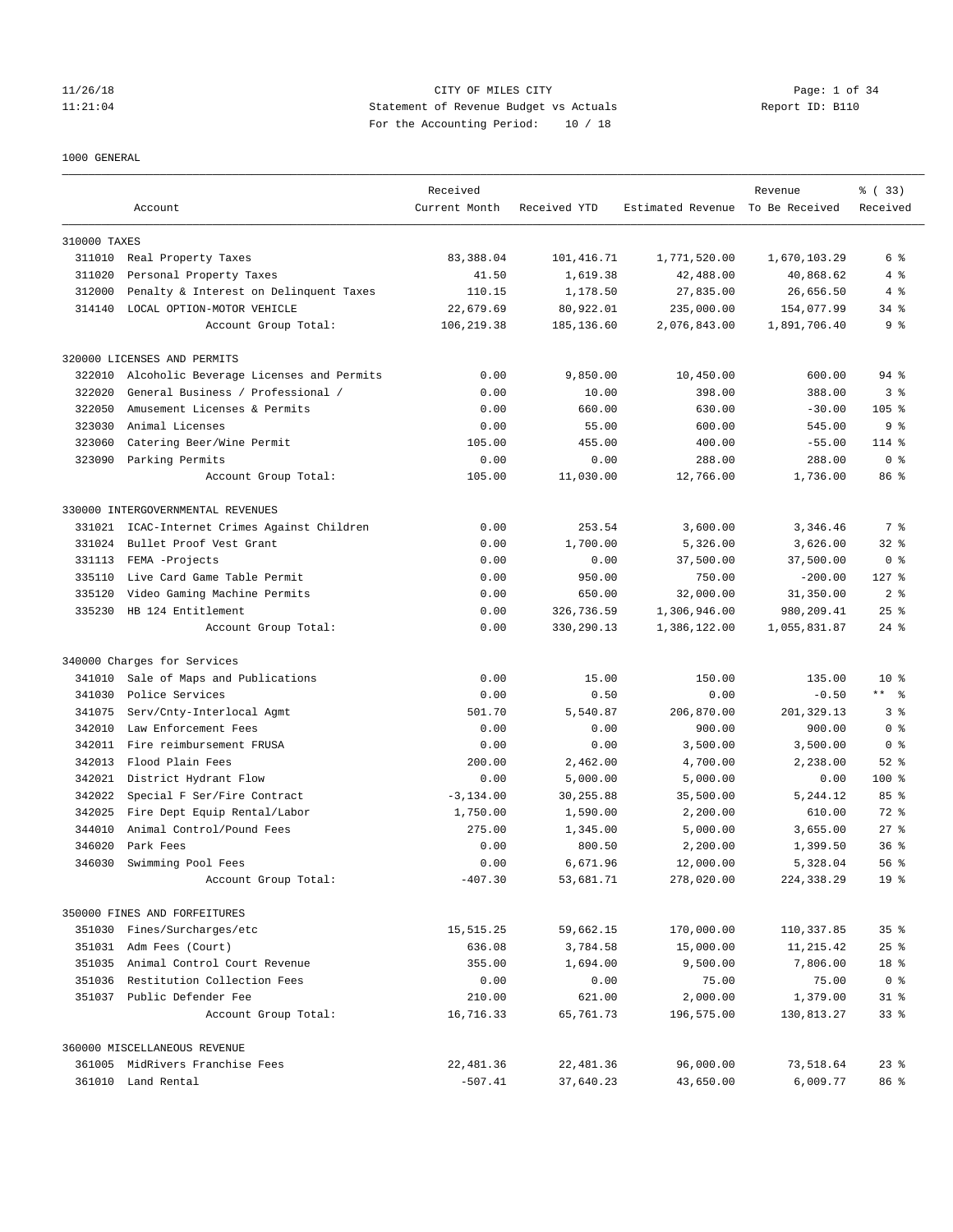CITY OF MILES CITY
Statement of Revenue Budget vs Actuals
For the Accounting Period: 10 / 18

1000 GENERAL

| | Account | Received Current Month | Received YTD | Estimated Revenue | Revenue To Be Received | % ( 33) Received |
|---|---|---|---|---|---|---|
| 310000 TAXES | | | | | | |
| 311010 | Real Property Taxes | 83,388.04 | 101,416.71 | 1,771,520.00 | 1,670,103.29 | 6 % |
| 311020 | Personal Property Taxes | 41.50 | 1,619.38 | 42,488.00 | 40,868.62 | 4 % |
| 312000 | Penalty & Interest on Delinquent Taxes | 110.15 | 1,178.50 | 27,835.00 | 26,656.50 | 4 % |
| 314140 | LOCAL OPTION-MOTOR VEHICLE | 22,679.69 | 80,922.01 | 235,000.00 | 154,077.99 | 34 % |
| | Account Group Total: | 106,219.38 | 185,136.60 | 2,076,843.00 | 1,891,706.40 | 9 % |
| 320000 LICENSES AND PERMITS | | | | | | |
| 322010 | Alcoholic Beverage Licenses and Permits | 0.00 | 9,850.00 | 10,450.00 | 600.00 | 94 % |
| 322020 | General Business / Professional / | 0.00 | 10.00 | 398.00 | 388.00 | 3 % |
| 322050 | Amusement Licenses & Permits | 0.00 | 660.00 | 630.00 | -30.00 | 105 % |
| 323030 | Animal Licenses | 0.00 | 55.00 | 600.00 | 545.00 | 9 % |
| 323060 | Catering Beer/Wine Permit | 105.00 | 455.00 | 400.00 | -55.00 | 114 % |
| 323090 | Parking Permits | 0.00 | 0.00 | 288.00 | 288.00 | 0 % |
| | Account Group Total: | 105.00 | 11,030.00 | 12,766.00 | 1,736.00 | 86 % |
| 330000 INTERGOVERNMENTAL REVENUES | | | | | | |
| 331021 | ICAC-Internet Crimes Against Children | 0.00 | 253.54 | 3,600.00 | 3,346.46 | 7 % |
| 331024 | Bullet Proof Vest Grant | 0.00 | 1,700.00 | 5,326.00 | 3,626.00 | 32 % |
| 331113 | FEMA -Projects | 0.00 | 0.00 | 37,500.00 | 37,500.00 | 0 % |
| 335110 | Live Card Game Table Permit | 0.00 | 950.00 | 750.00 | -200.00 | 127 % |
| 335120 | Video Gaming Machine Permits | 0.00 | 650.00 | 32,000.00 | 31,350.00 | 2 % |
| 335230 | HB 124 Entitlement | 0.00 | 326,736.59 | 1,306,946.00 | 980,209.41 | 25 % |
| | Account Group Total: | 0.00 | 330,290.13 | 1,386,122.00 | 1,055,831.87 | 24 % |
| 340000 Charges for Services | | | | | | |
| 341010 | Sale of Maps and Publications | 0.00 | 15.00 | 150.00 | 135.00 | 10 % |
| 341030 | Police Services | 0.00 | 0.50 | 0.00 | -0.50 | ** % |
| 341075 | Serv/Cnty-Interlocal Agmt | 501.70 | 5,540.87 | 206,870.00 | 201,329.13 | 3 % |
| 342010 | Law Enforcement Fees | 0.00 | 0.00 | 900.00 | 900.00 | 0 % |
| 342011 | Fire reimbursement FRUSA | 0.00 | 0.00 | 3,500.00 | 3,500.00 | 0 % |
| 342013 | Flood Plain Fees | 200.00 | 2,462.00 | 4,700.00 | 2,238.00 | 52 % |
| 342021 | District Hydrant Flow | 0.00 | 5,000.00 | 5,000.00 | 0.00 | 100 % |
| 342022 | Special F Ser/Fire Contract | -3,134.00 | 30,255.88 | 35,500.00 | 5,244.12 | 85 % |
| 342025 | Fire Dept Equip Rental/Labor | 1,750.00 | 1,590.00 | 2,200.00 | 610.00 | 72 % |
| 344010 | Animal Control/Pound Fees | 275.00 | 1,345.00 | 5,000.00 | 3,655.00 | 27 % |
| 346020 | Park Fees | 0.00 | 800.50 | 2,200.00 | 1,399.50 | 36 % |
| 346030 | Swimming Pool Fees | 0.00 | 6,671.96 | 12,000.00 | 5,328.04 | 56 % |
| | Account Group Total: | -407.30 | 53,681.71 | 278,020.00 | 224,338.29 | 19 % |
| 350000 FINES AND FORFEITURES | | | | | | |
| 351030 | Fines/Surcharges/etc | 15,515.25 | 59,662.15 | 170,000.00 | 110,337.85 | 35 % |
| 351031 | Adm Fees (Court) | 636.08 | 3,784.58 | 15,000.00 | 11,215.42 | 25 % |
| 351035 | Animal Control Court Revenue | 355.00 | 1,694.00 | 9,500.00 | 7,806.00 | 18 % |
| 351036 | Restitution Collection Fees | 0.00 | 0.00 | 75.00 | 75.00 | 0 % |
| 351037 | Public Defender Fee | 210.00 | 621.00 | 2,000.00 | 1,379.00 | 31 % |
| | Account Group Total: | 16,716.33 | 65,761.73 | 196,575.00 | 130,813.27 | 33 % |
| 360000 MISCELLANEOUS REVENUE | | | | | | |
| 361005 | MidRivers Franchise Fees | 22,481.36 | 22,481.36 | 96,000.00 | 73,518.64 | 23 % |
| 361010 | Land Rental | -507.41 | 37,640.23 | 43,650.00 | 6,009.77 | 86 % |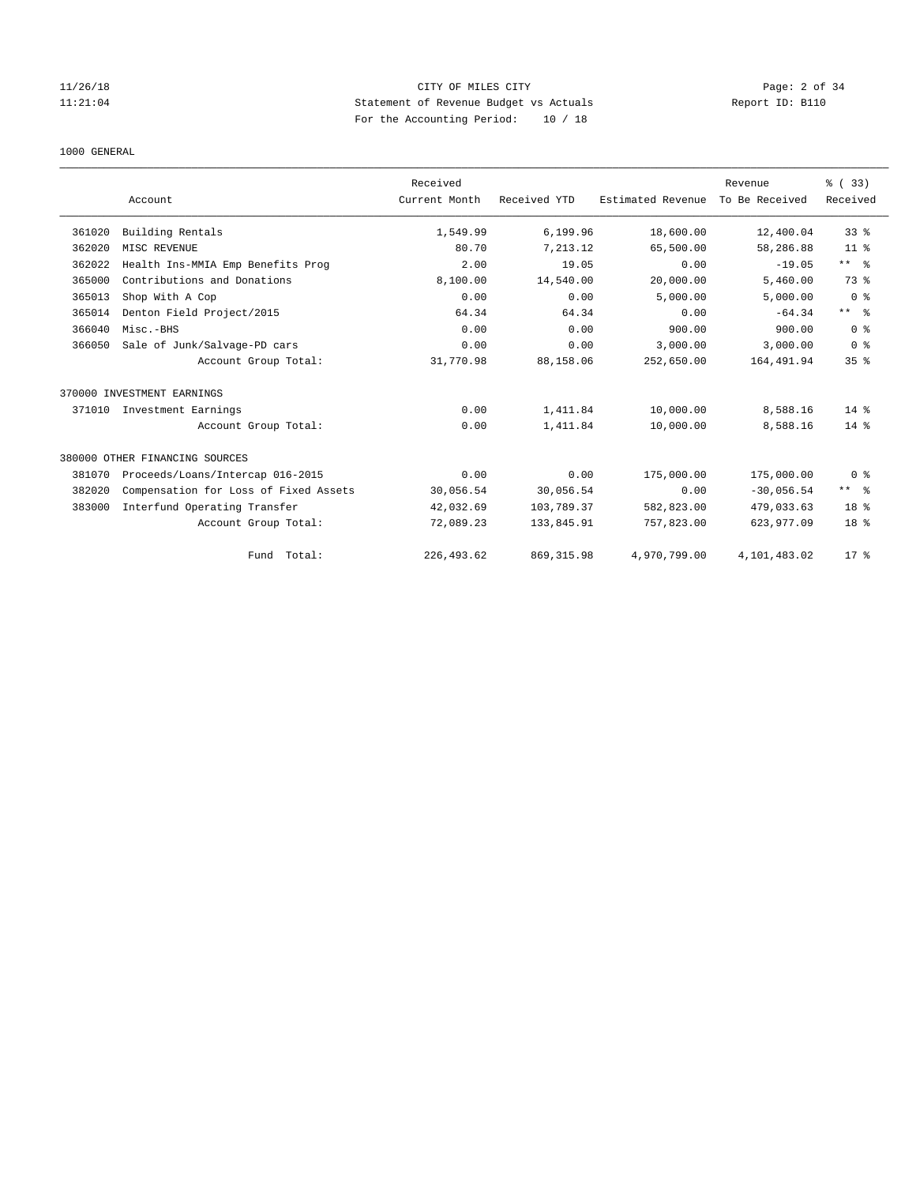CITY OF MILES CITY
Statement of Revenue Budget vs Actuals
For the Accounting Period: 10 / 18

11/26/18
11:21:04

Report ID: B110

1000 GENERAL

| | Account | Received Current Month | Received YTD | Estimated Revenue | Revenue To Be Received | % ( 33) Received |
|---|---|---|---|---|---|---|
| 361020 | Building Rentals | 1,549.99 | 6,199.96 | 18,600.00 | 12,400.04 | 33 % |
| 362020 | MISC REVENUE | 80.70 | 7,213.12 | 65,500.00 | 58,286.88 | 11 % |
| 362022 | Health Ins-MMIA Emp Benefits Prog | 2.00 | 19.05 | 0.00 | -19.05 | ** % |
| 365000 | Contributions and Donations | 8,100.00 | 14,540.00 | 20,000.00 | 5,460.00 | 73 % |
| 365013 | Shop With A Cop | 0.00 | 0.00 | 5,000.00 | 5,000.00 | 0 % |
| 365014 | Denton Field Project/2015 | 64.34 | 64.34 | 0.00 | -64.34 | ** % |
| 366040 | Misc.-BHS | 0.00 | 0.00 | 900.00 | 900.00 | 0 % |
| 366050 | Sale of Junk/Salvage-PD cars | 0.00 | 0.00 | 3,000.00 | 3,000.00 | 0 % |
| | Account Group Total: | 31,770.98 | 88,158.06 | 252,650.00 | 164,491.94 | 35 % |
| 370000 INVESTMENT EARNINGS | | | | | | |
| 371010 | Investment Earnings | 0.00 | 1,411.84 | 10,000.00 | 8,588.16 | 14 % |
| | Account Group Total: | 0.00 | 1,411.84 | 10,000.00 | 8,588.16 | 14 % |
| 380000 OTHER FINANCING SOURCES | | | | | | |
| 381070 | Proceeds/Loans/Intercap 016-2015 | 0.00 | 0.00 | 175,000.00 | 175,000.00 | 0 % |
| 382020 | Compensation for Loss of Fixed Assets | 30,056.54 | 30,056.54 | 0.00 | -30,056.54 | ** % |
| 383000 | Interfund Operating Transfer | 42,032.69 | 103,789.37 | 582,823.00 | 479,033.63 | 18 % |
| | Account Group Total: | 72,089.23 | 133,845.91 | 757,823.00 | 623,977.09 | 18 % |
| | Fund Total: | 226,493.62 | 869,315.98 | 4,970,799.00 | 4,101,483.02 | 17 % |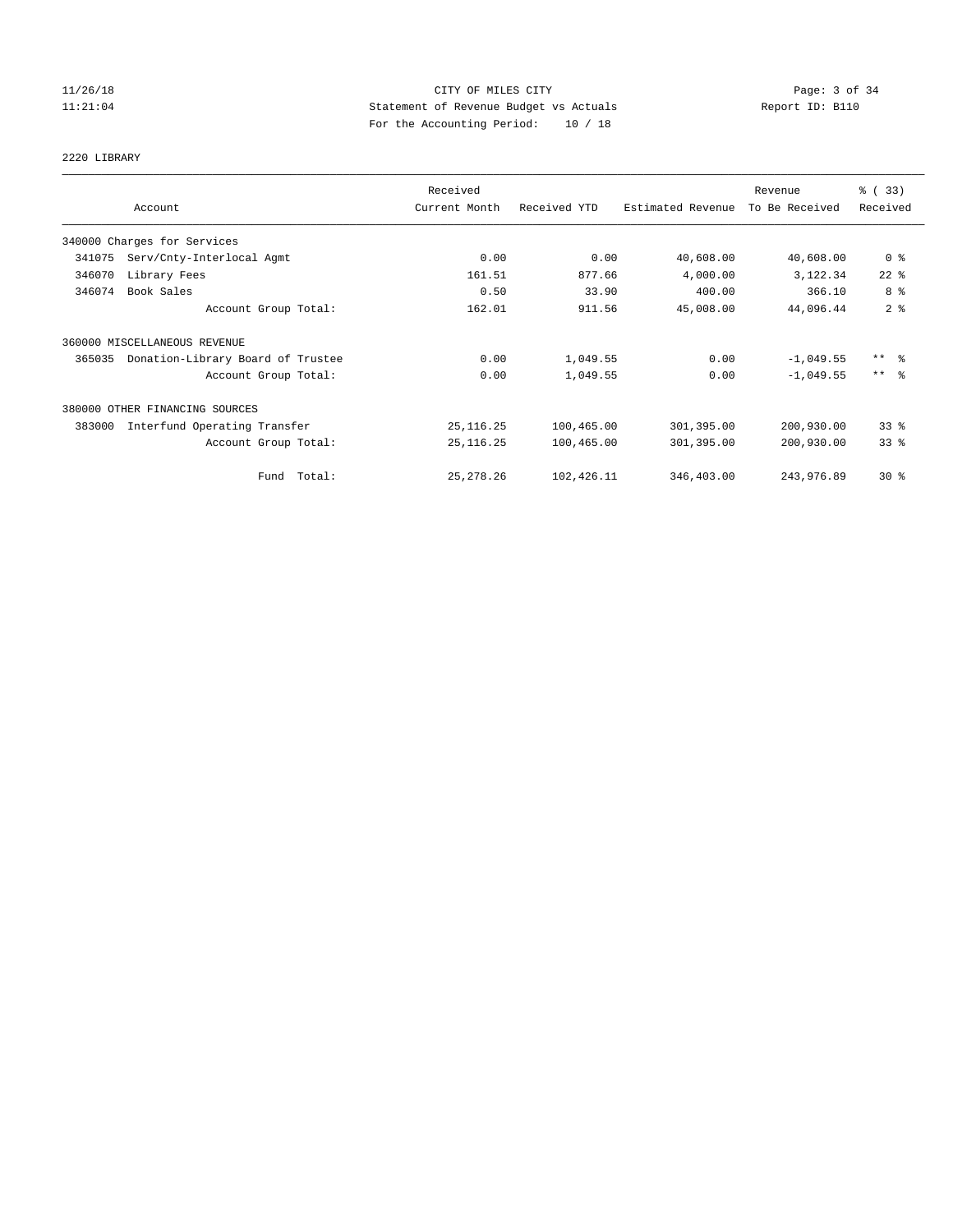CITY OF MILES CITY
Statement of Revenue Budget vs Actuals
For the Accounting Period: 10 / 18

11/26/18
11:21:04

Report ID: B110

2220 LIBRARY

| Account | Received Current Month | Received YTD | Estimated Revenue | Revenue To Be Received | % ( 33) Received |
|---|---|---|---|---|---|
| 340000 Charges for Services | | | | | |
| 341075 Serv/Cnty-Interlocal Agmt | 0.00 | 0.00 | 40,608.00 | 40,608.00 | 0 % |
| 346070 Library Fees | 161.51 | 877.66 | 4,000.00 | 3,122.34 | 22 % |
| 346074 Book Sales | 0.50 | 33.90 | 400.00 | 366.10 | 8 % |
| Account Group Total: | 162.01 | 911.56 | 45,008.00 | 44,096.44 | 2 % |
| 360000 MISCELLANEOUS REVENUE | | | | | |
| 365035 Donation-Library Board of Trustee | 0.00 | 1,049.55 | 0.00 | -1,049.55 | ** % |
| Account Group Total: | 0.00 | 1,049.55 | 0.00 | -1,049.55 | ** % |
| 380000 OTHER FINANCING SOURCES | | | | | |
| 383000 Interfund Operating Transfer | 25,116.25 | 100,465.00 | 301,395.00 | 200,930.00 | 33 % |
| Account Group Total: | 25,116.25 | 100,465.00 | 301,395.00 | 200,930.00 | 33 % |
| Fund Total: | 25,278.26 | 102,426.11 | 346,403.00 | 243,976.89 | 30 % |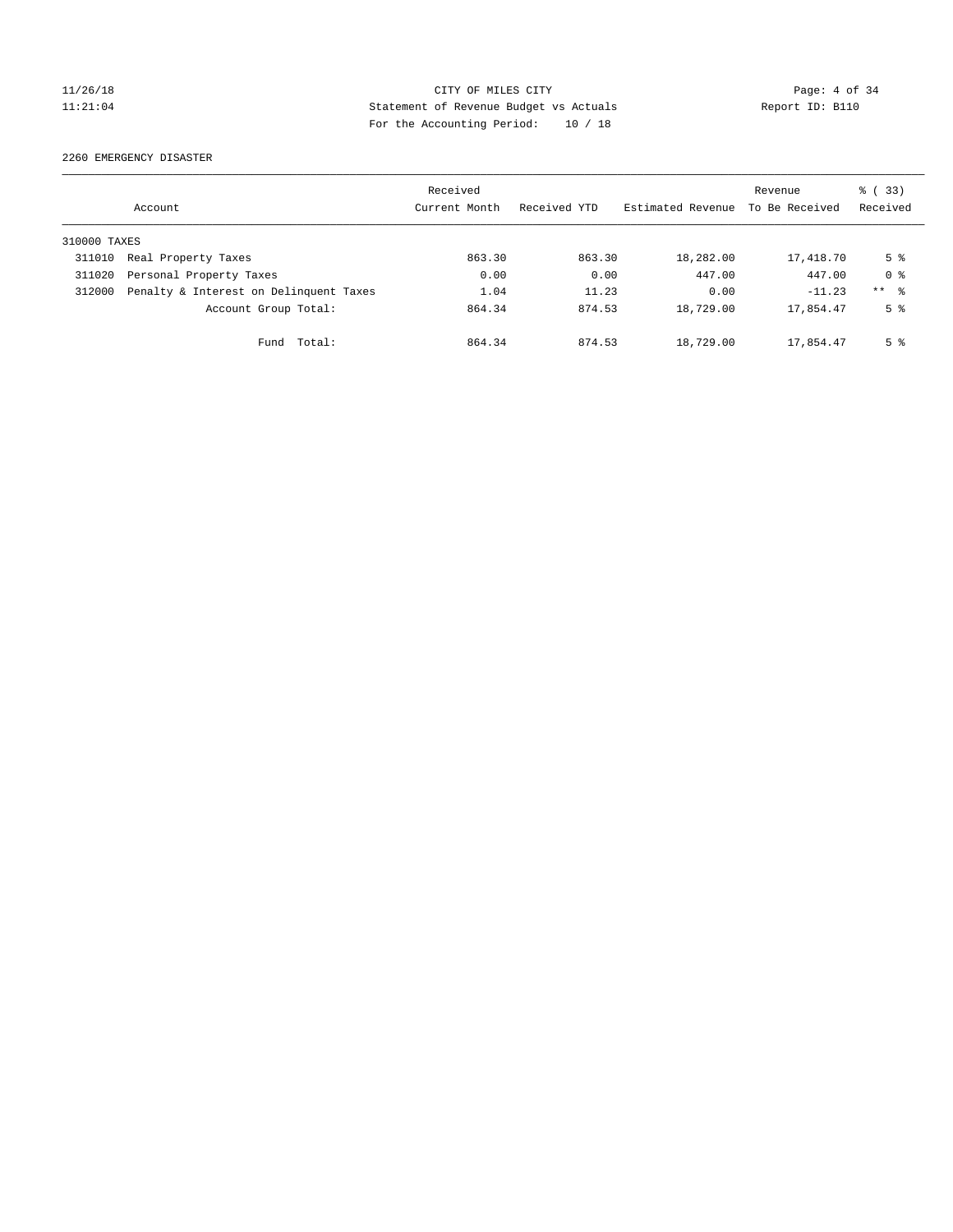CITY OF MILES CITY
Statement of Revenue Budget vs Actuals
For the Accounting Period: 10 / 18

11/26/18
11:21:04

Report ID: B110

## 2260 EMERGENCY DISASTER

| Account | | Received Current Month | Received YTD | Estimated Revenue | Revenue To Be Received | % ( 33) Received |
|---|---|---|---|---|---|---|
| 310000 TAXES | | | | | | |
| 311010 | Real Property Taxes | 863.30 | 863.30 | 18,282.00 | 17,418.70 | 5 % |
| 311020 | Personal Property Taxes | 0.00 | 0.00 | 447.00 | 447.00 | 0 % |
| 312000 | Penalty & Interest on Delinquent Taxes | 1.04 | 11.23 | 0.00 | -11.23 | ** % |
| | Account Group Total: | 864.34 | 874.53 | 18,729.00 | 17,854.47 | 5 % |
| | Fund Total: | 864.34 | 874.53 | 18,729.00 | 17,854.47 | 5 % |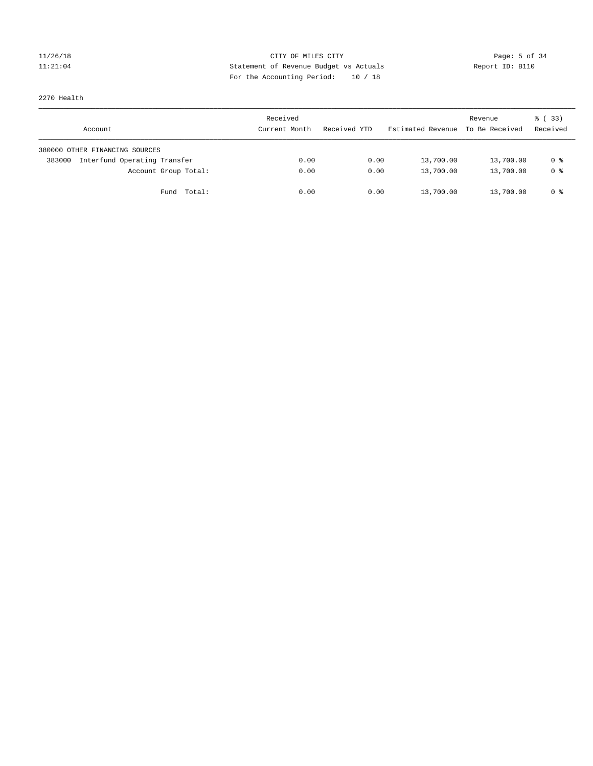CITY OF MILES CITY
Statement of Revenue Budget vs Actuals
For the Accounting Period: 10 / 18

11/26/18
11:21:04

Report ID: B110

2270 Health

| Account | Received Current Month | Received YTD | Estimated Revenue | Revenue To Be Received | % ( 33) Received |
|---|---|---|---|---|---|
| 380000 OTHER FINANCING SOURCES | | | | | |
| 383000 Interfund Operating Transfer | 0.00 | 0.00 | 13,700.00 | 13,700.00 | 0 % |
| Account Group Total: | 0.00 | 0.00 | 13,700.00 | 13,700.00 | 0 % |
| Fund Total: | 0.00 | 0.00 | 13,700.00 | 13,700.00 | 0 % |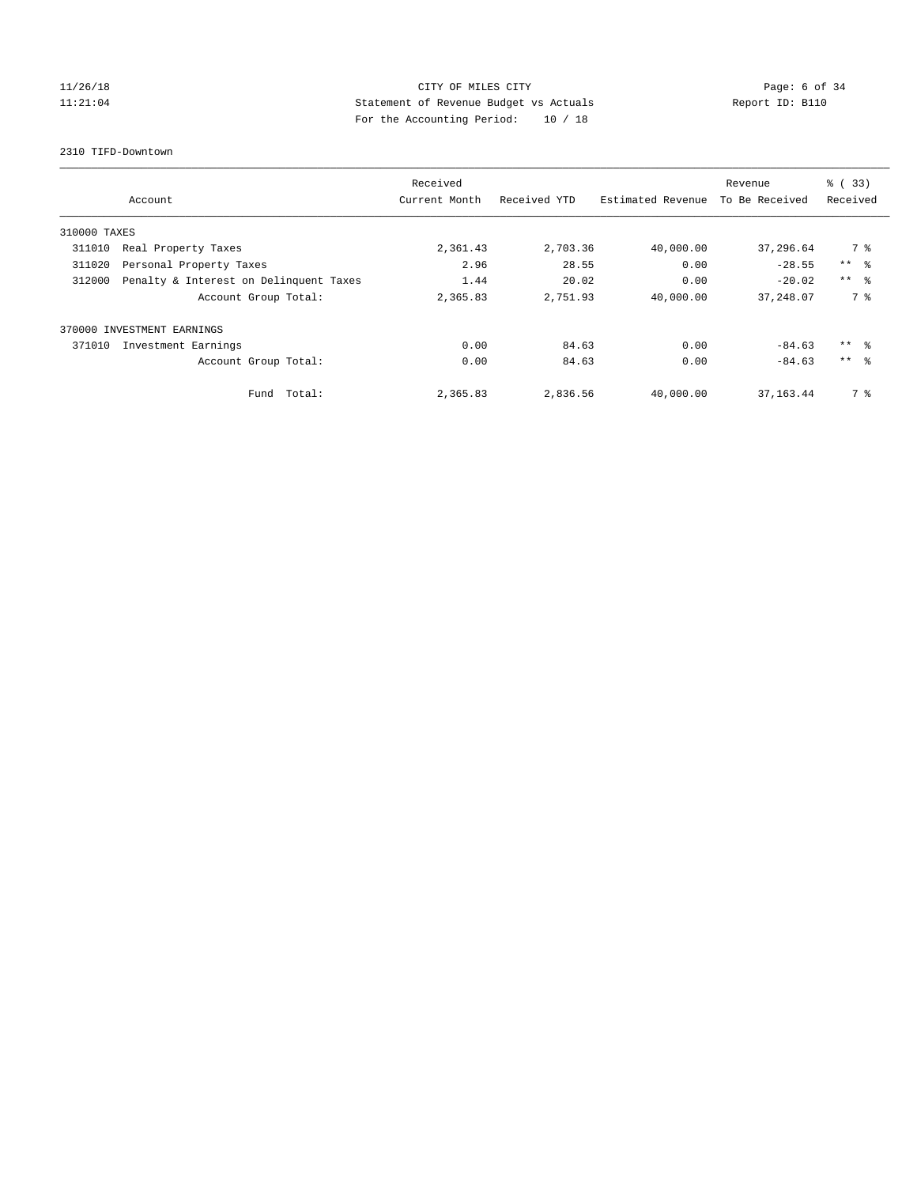CITY OF MILES CITY
Statement of Revenue Budget vs Actuals
For the Accounting Period: 10 / 18

11/26/18
11:21:04

Report ID: B110

2310 TIFD-Downtown

| Account | Received Current Month | Received YTD | Estimated Revenue | Revenue To Be Received | % ( 33) Received |
|---|---|---|---|---|---|
| 310000 TAXES | | | | | |
| 311010 Real Property Taxes | 2,361.43 | 2,703.36 | 40,000.00 | 37,296.64 | 7 % |
| 311020 Personal Property Taxes | 2.96 | 28.55 | 0.00 | -28.55 | ** % |
| 312000 Penalty & Interest on Delinquent Taxes | 1.44 | 20.02 | 0.00 | -20.02 | ** % |
| Account Group Total: | 2,365.83 | 2,751.93 | 40,000.00 | 37,248.07 | 7 % |
| 370000 INVESTMENT EARNINGS | | | | | |
| 371010 Investment Earnings | 0.00 | 84.63 | 0.00 | -84.63 | ** % |
| Account Group Total: | 0.00 | 84.63 | 0.00 | -84.63 | ** % |
| Fund Total: | 2,365.83 | 2,836.56 | 40,000.00 | 37,163.44 | 7 % |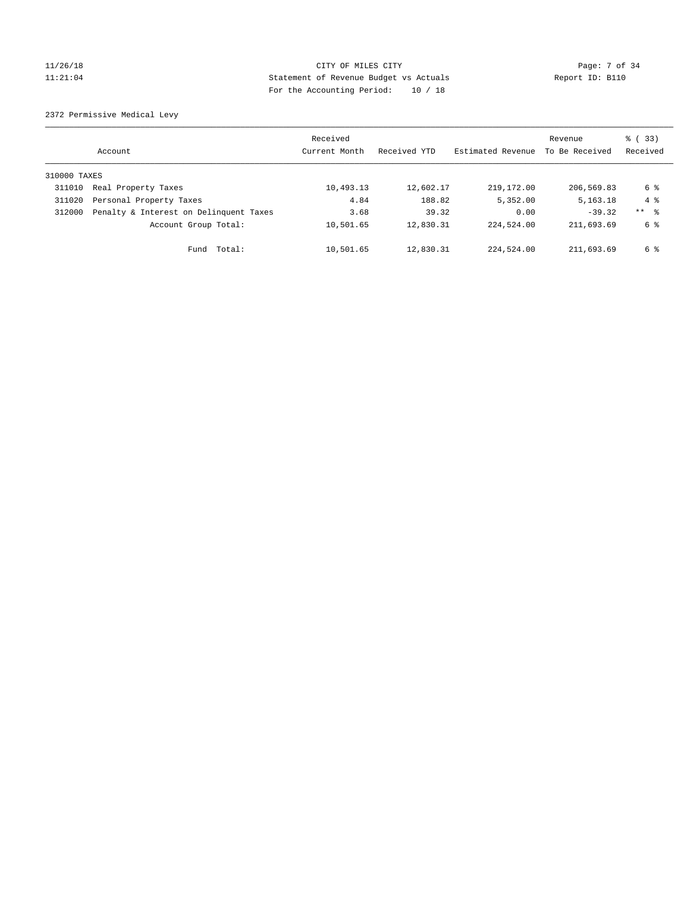CITY OF MILES CITY
Statement of Revenue Budget vs Actuals
For the Accounting Period: 10 / 18

11/26/18
11:21:04

Report ID: B110

2372 Permissive Medical Levy

| Account | | Received Current Month | Received YTD | Estimated Revenue | Revenue To Be Received | % ( 33) Received |
|---|---|---|---|---|---|---|
| 310000 TAXES | | | | | | |
| 311010 | Real Property Taxes | 10,493.13 | 12,602.17 | 219,172.00 | 206,569.83 | 6 % |
| 311020 | Personal Property Taxes | 4.84 | 188.82 | 5,352.00 | 5,163.18 | 4 % |
| 312000 | Penalty & Interest on Delinquent Taxes | 3.68 | 39.32 | 0.00 | -39.32 | ** % |
| | Account Group Total: | 10,501.65 | 12,830.31 | 224,524.00 | 211,693.69 | 6 % |
| | Fund Total: | 10,501.65 | 12,830.31 | 224,524.00 | 211,693.69 | 6 % |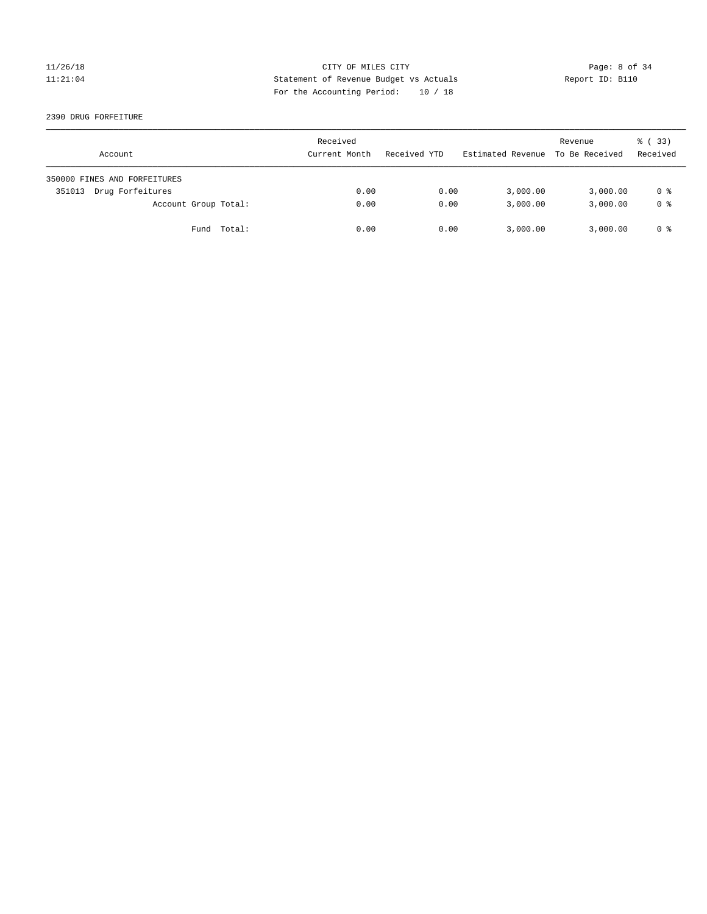CITY OF MILES CITY
Statement of Revenue Budget vs Actuals
For the Accounting Period: 10 / 18

11/26/18
11:21:04

Report ID: B110

2390 DRUG FORFEITURE

| Account | Received Current Month | Received YTD | Estimated Revenue | Revenue To Be Received | % ( 33) Received |
|---|---|---|---|---|---|
| 350000 FINES AND FORFEITURES | | | | | |
| 351013 Drug Forfeitures | 0.00 | 0.00 | 3,000.00 | 3,000.00 | 0 % |
| Account Group Total: | 0.00 | 0.00 | 3,000.00 | 3,000.00 | 0 % |
| Fund Total: | 0.00 | 0.00 | 3,000.00 | 3,000.00 | 0 % |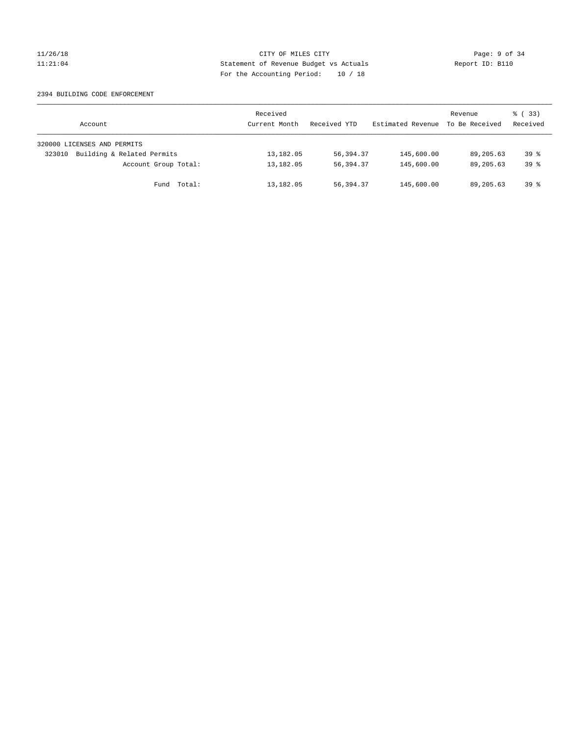CITY OF MILES CITY

Statement of Revenue Budget vs Actuals

For the Accounting Period: 10 / 18

2394 BUILDING CODE ENFORCEMENT

| Account | Received Current Month | Received YTD | Estimated Revenue | Revenue To Be Received | % ( 33) Received |
|---|---|---|---|---|---|
| 320000 LICENSES AND PERMITS | | | | | |
| 323010 Building & Related Permits | 13,182.05 | 56,394.37 | 145,600.00 | 89,205.63 | 39 % |
| Account Group Total: | 13,182.05 | 56,394.37 | 145,600.00 | 89,205.63 | 39 % |
| Fund Total: | 13,182.05 | 56,394.37 | 145,600.00 | 89,205.63 | 39 % |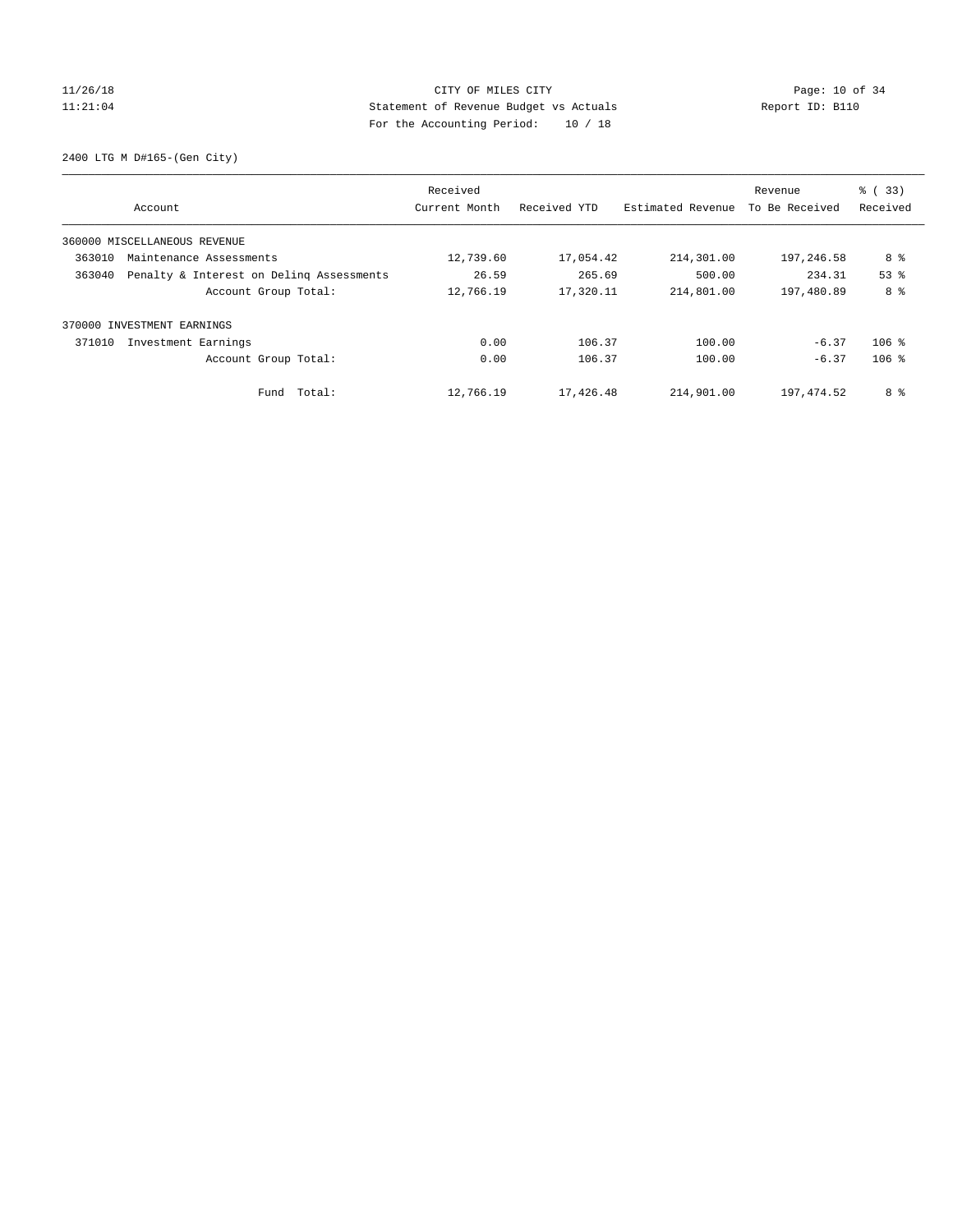CITY OF MILES CITY
Statement of Revenue Budget vs Actuals
For the Accounting Period: 10 / 18

11/26/18
11:21:04

Report ID: B110

2400 LTG M D#165-(Gen City)

| Account | Received Current Month | Received YTD | Estimated Revenue | Revenue To Be Received | % ( 33) Received |
|---|---|---|---|---|---|
| 360000 MISCELLANEOUS REVENUE | | | | | |
| 363010 Maintenance Assessments | 12,739.60 | 17,054.42 | 214,301.00 | 197,246.58 | 8 % |
| 363040 Penalty & Interest on Delinq Assessments | 26.59 | 265.69 | 500.00 | 234.31 | 53 % |
| Account Group Total: | 12,766.19 | 17,320.11 | 214,801.00 | 197,480.89 | 8 % |
| 370000 INVESTMENT EARNINGS | | | | | |
| 371010 Investment Earnings | 0.00 | 106.37 | 100.00 | -6.37 | 106 % |
| Account Group Total: | 0.00 | 106.37 | 100.00 | -6.37 | 106 % |
| Fund Total: | 12,766.19 | 17,426.48 | 214,901.00 | 197,474.52 | 8 % |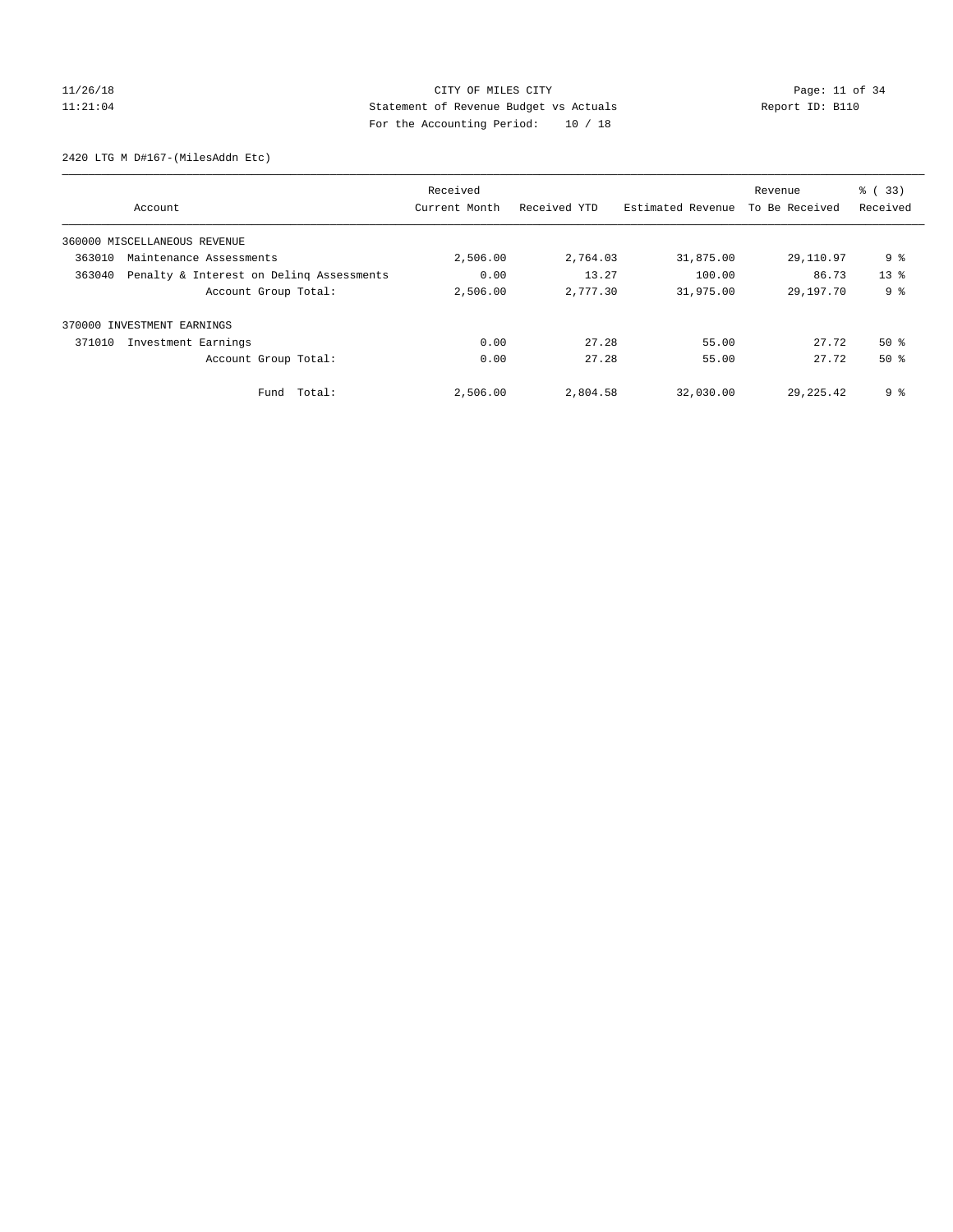CITY OF MILES CITY
Statement of Revenue Budget vs Actuals
For the Accounting Period: 10 / 18

11/26/18
11:21:04

Report ID: B110

2420 LTG M D#167-(MilesAddn Etc)

| Account | Received Current Month | Received YTD | Estimated Revenue | Revenue To Be Received | % ( 33) Received |
|---|---|---|---|---|---|
| 360000 MISCELLANEOUS REVENUE | | | | | |
| 363010 Maintenance Assessments | 2,506.00 | 2,764.03 | 31,875.00 | 29,110.97 | 9 % |
| 363040 Penalty & Interest on Delinq Assessments | 0.00 | 13.27 | 100.00 | 86.73 | 13 % |
| Account Group Total: | 2,506.00 | 2,777.30 | 31,975.00 | 29,197.70 | 9 % |
| 370000 INVESTMENT EARNINGS | | | | | |
| 371010 Investment Earnings | 0.00 | 27.28 | 55.00 | 27.72 | 50 % |
| Account Group Total: | 0.00 | 27.28 | 55.00 | 27.72 | 50 % |
| Fund Total: | 2,506.00 | 2,804.58 | 32,030.00 | 29,225.42 | 9 % |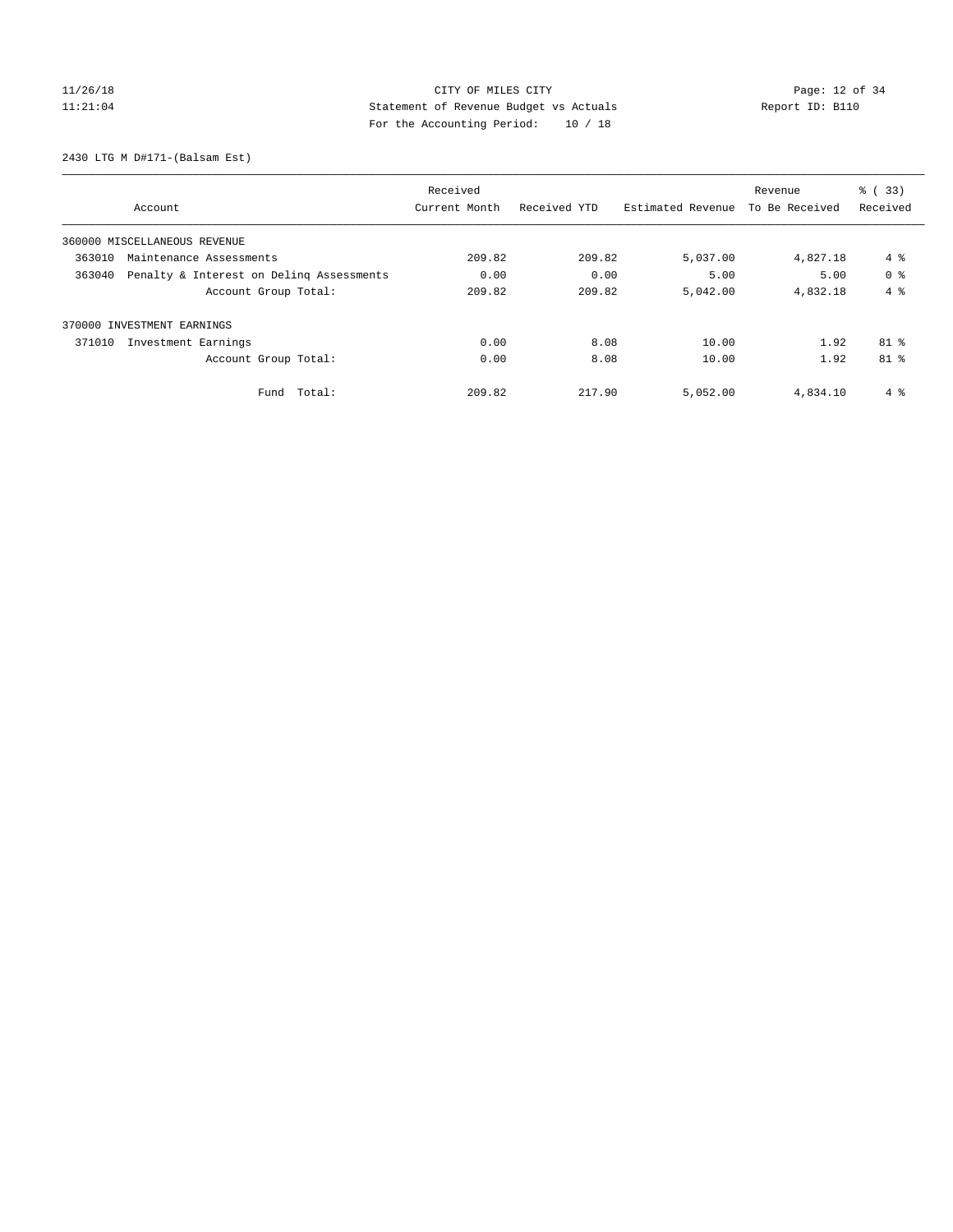CITY OF MILES CITY
Statement of Revenue Budget vs Actuals
For the Accounting Period: 10 / 18

11/26/18
11:21:04

Report ID: B110

2430 LTG M D#171-(Balsam Est)

| Account | Received Current Month | Received YTD | Estimated Revenue | Revenue To Be Received | % ( 33) Received |
|---|---|---|---|---|---|
| 360000 MISCELLANEOUS REVENUE | | | | | |
| 363010 Maintenance Assessments | 209.82 | 209.82 | 5,037.00 | 4,827.18 | 4 % |
| 363040 Penalty & Interest on Delinq Assessments | 0.00 | 0.00 | 5.00 | 5.00 | 0 % |
| Account Group Total: | 209.82 | 209.82 | 5,042.00 | 4,832.18 | 4 % |
| 370000 INVESTMENT EARNINGS | | | | | |
| 371010 Investment Earnings | 0.00 | 8.08 | 10.00 | 1.92 | 81 % |
| Account Group Total: | 0.00 | 8.08 | 10.00 | 1.92 | 81 % |
| Fund Total: | 209.82 | 217.90 | 5,052.00 | 4,834.10 | 4 % |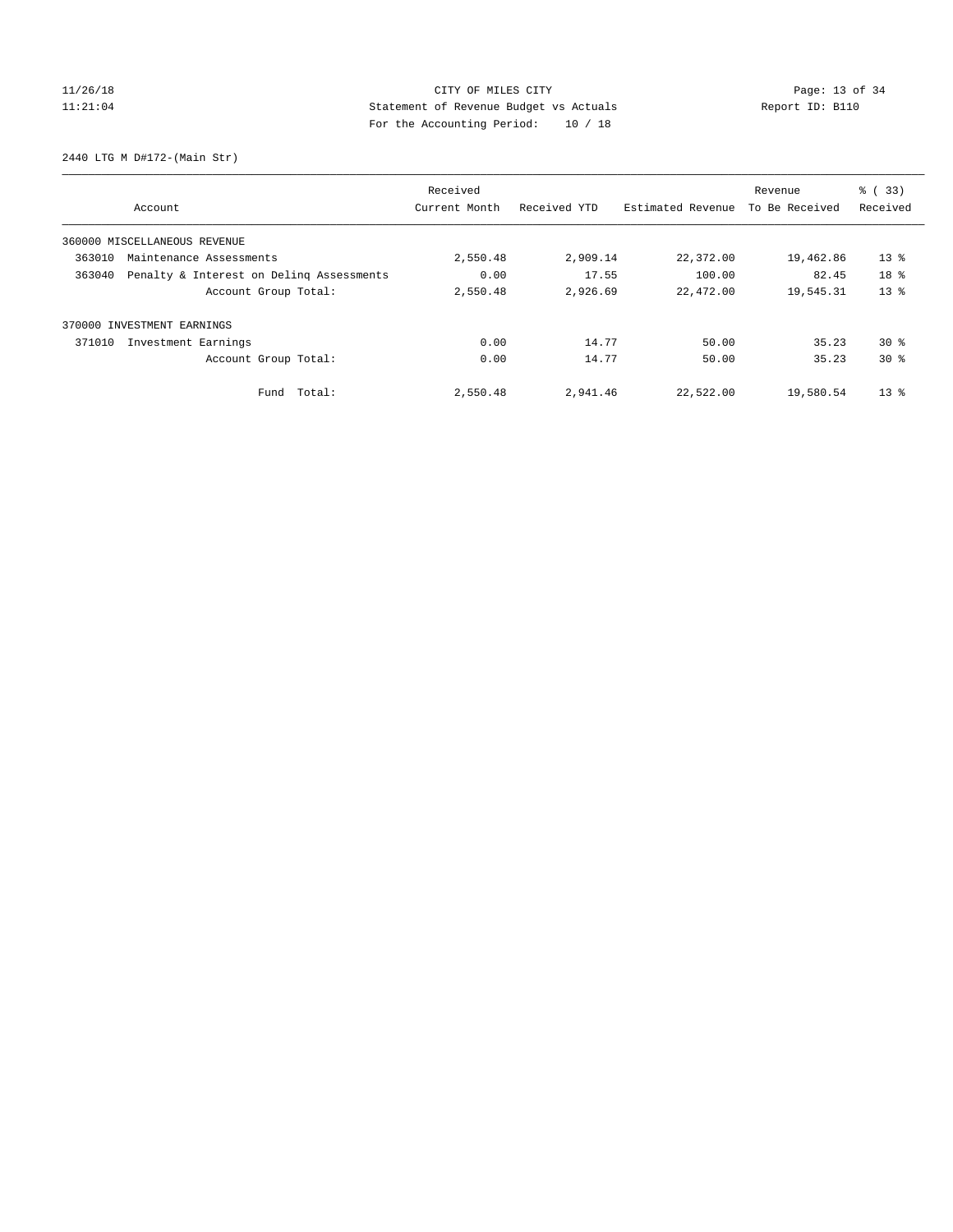CITY OF MILES CITY
Statement of Revenue Budget vs Actuals
For the Accounting Period: 10 / 18

11/26/18
11:21:04

Report ID: B110

2440 LTG M D#172-(Main Str)

| Account | Received Current Month | Received YTD | Estimated Revenue | Revenue To Be Received | % ( 33) Received |
|---|---|---|---|---|---|
| 360000 MISCELLANEOUS REVENUE | | | | | |
| 363010 Maintenance Assessments | 2,550.48 | 2,909.14 | 22,372.00 | 19,462.86 | 13 % |
| 363040 Penalty & Interest on Delinq Assessments | 0.00 | 17.55 | 100.00 | 82.45 | 18 % |
| Account Group Total: | 2,550.48 | 2,926.69 | 22,472.00 | 19,545.31 | 13 % |
| 370000 INVESTMENT EARNINGS | | | | | |
| 371010 Investment Earnings | 0.00 | 14.77 | 50.00 | 35.23 | 30 % |
| Account Group Total: | 0.00 | 14.77 | 50.00 | 35.23 | 30 % |
| Fund Total: | 2,550.48 | 2,941.46 | 22,522.00 | 19,580.54 | 13 % |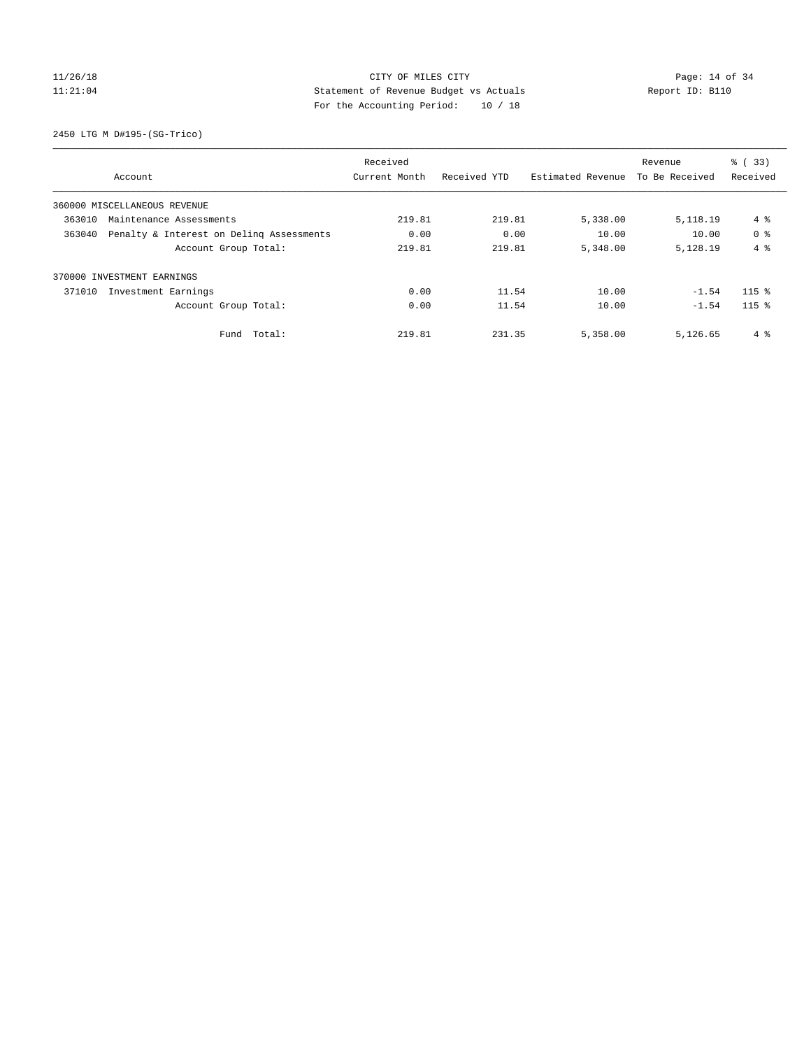CITY OF MILES CITY
Statement of Revenue Budget vs Actuals
For the Accounting Period: 10 / 18

11/26/18
11:21:04

Report ID: B110

2450 LTG M D#195-(SG-Trico)

| Account | Received Current Month | Received YTD | Estimated Revenue | Revenue To Be Received | % ( 33) Received |
|---|---|---|---|---|---|
| 360000 MISCELLANEOUS REVENUE | | | | | |
| 363010 Maintenance Assessments | 219.81 | 219.81 | 5,338.00 | 5,118.19 | 4 % |
| 363040 Penalty & Interest on Delinq Assessments | 0.00 | 0.00 | 10.00 | 10.00 | 0 % |
| Account Group Total: | 219.81 | 219.81 | 5,348.00 | 5,128.19 | 4 % |
| 370000 INVESTMENT EARNINGS | | | | | |
| 371010 Investment Earnings | 0.00 | 11.54 | 10.00 | -1.54 | 115 % |
| Account Group Total: | 0.00 | 11.54 | 10.00 | -1.54 | 115 % |
| Fund Total: | 219.81 | 231.35 | 5,358.00 | 5,126.65 | 4 % |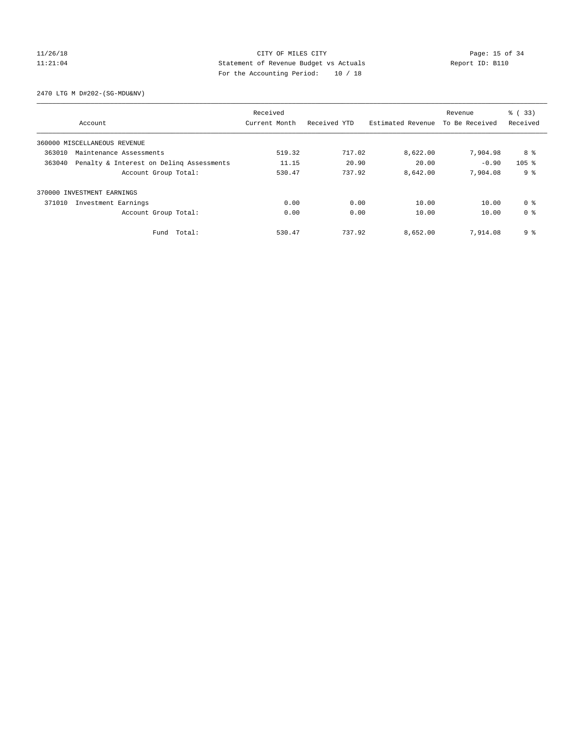CITY OF MILES CITY
Statement of Revenue Budget vs Actuals
For the Accounting Period: 10 / 18

11/26/18
11:21:04

Report ID: B110

2470 LTG M D#202-(SG-MDU&NV)

| Account | Received Current Month | Received YTD | Estimated Revenue | Revenue To Be Received | % ( 33) Received |
|---|---|---|---|---|---|
| 360000 MISCELLANEOUS REVENUE | | | | | |
| 363010 Maintenance Assessments | 519.32 | 717.02 | 8,622.00 | 7,904.98 | 8 % |
| 363040 Penalty & Interest on Delinq Assessments | 11.15 | 20.90 | 20.00 | -0.90 | 105 % |
| Account Group Total: | 530.47 | 737.92 | 8,642.00 | 7,904.08 | 9 % |
| 370000 INVESTMENT EARNINGS | | | | | |
| 371010 Investment Earnings | 0.00 | 0.00 | 10.00 | 10.00 | 0 % |
| Account Group Total: | 0.00 | 0.00 | 10.00 | 10.00 | 0 % |
| Fund Total: | 530.47 | 737.92 | 8,652.00 | 7,914.08 | 9 % |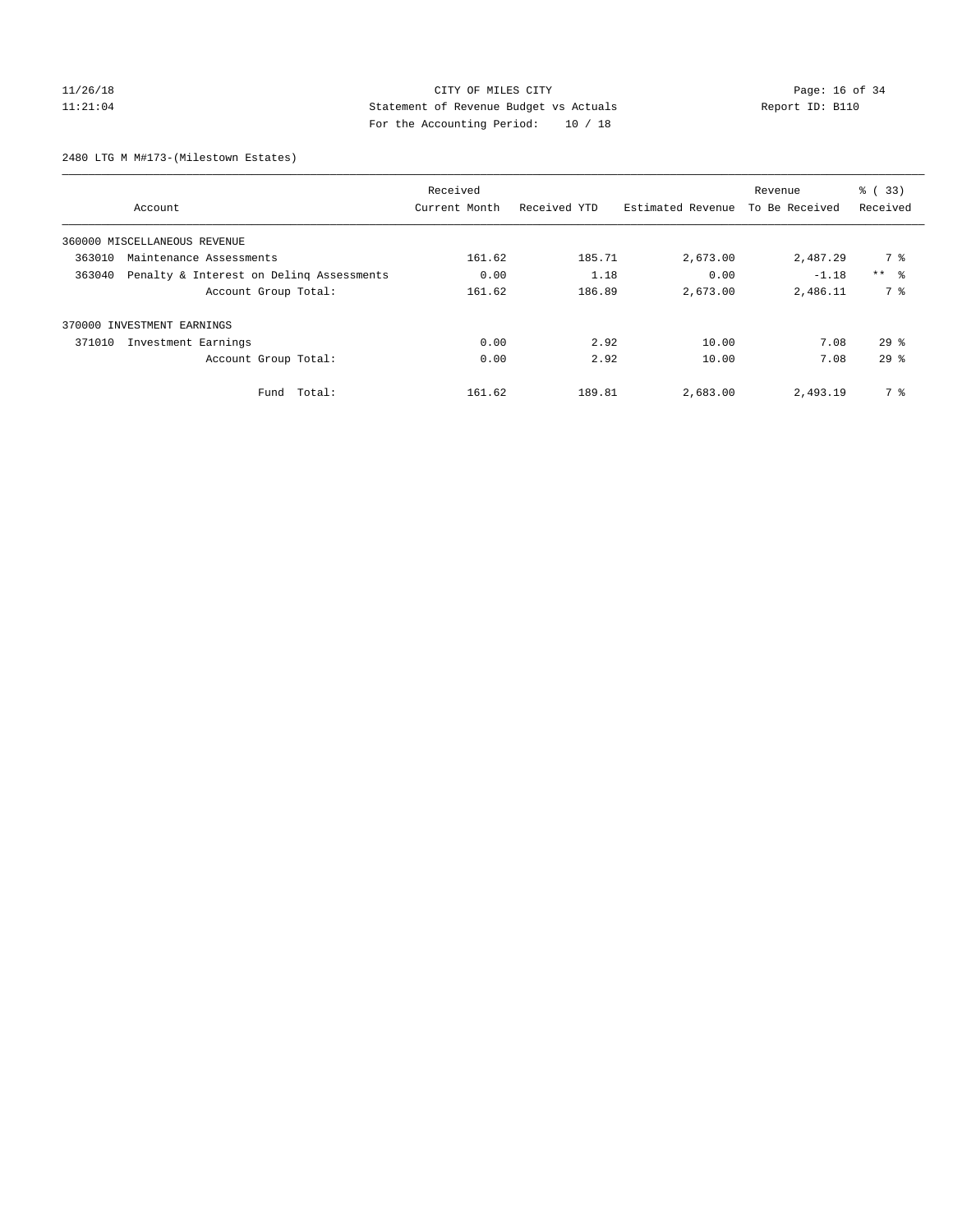CITY OF MILES CITY
Statement of Revenue Budget vs Actuals
For the Accounting Period: 10 / 18

11/26/18
11:21:04

Report ID: B110

2480 LTG M M#173-(Milestown Estates)

| Account | Received Current Month | Received YTD | Estimated Revenue | Revenue To Be Received | % ( 33) Received |
|---|---|---|---|---|---|
| 360000 MISCELLANEOUS REVENUE | | | | | |
| 363010 Maintenance Assessments | 161.62 | 185.71 | 2,673.00 | 2,487.29 | 7 % |
| 363040 Penalty & Interest on Delinq Assessments | 0.00 | 1.18 | 0.00 | -1.18 | ** % |
| Account Group Total: | 161.62 | 186.89 | 2,673.00 | 2,486.11 | 7 % |
| 370000 INVESTMENT EARNINGS | | | | | |
| 371010 Investment Earnings | 0.00 | 2.92 | 10.00 | 7.08 | 29 % |
| Account Group Total: | 0.00 | 2.92 | 10.00 | 7.08 | 29 % |
| Fund Total: | 161.62 | 189.81 | 2,683.00 | 2,493.19 | 7 % |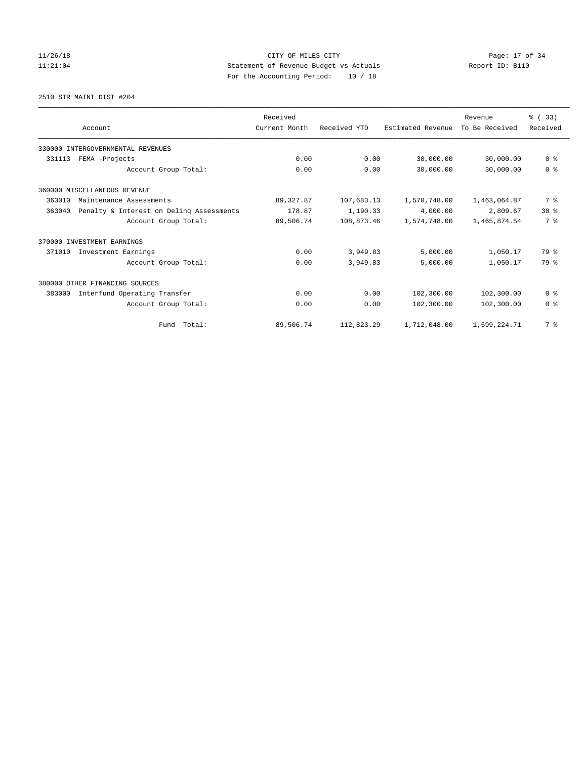CITY OF MILES CITY
Statement of Revenue Budget vs Actuals
For the Accounting Period: 10 / 18

11/26/18
11:21:04

Report ID: B110

2510 STR MAINT DIST #204

| Account | Received Current Month | Received YTD | Estimated Revenue | Revenue To Be Received | % ( 33) Received |
|---|---|---|---|---|---|
| 330000 INTERGOVERNMENTAL REVENUES | | | | | |
| 331113 FEMA -Projects | 0.00 | 0.00 | 30,000.00 | 30,000.00 | 0 % |
| Account Group Total: | 0.00 | 0.00 | 30,000.00 | 30,000.00 | 0 % |
| 360000 MISCELLANEOUS REVENUE | | | | | |
| 363010 Maintenance Assessments | 89,327.87 | 107,683.13 | 1,570,748.00 | 1,463,064.87 | 7 % |
| 363040 Penalty & Interest on Delinq Assessments | 178.87 | 1,190.33 | 4,000.00 | 2,809.67 | 30 % |
| Account Group Total: | 89,506.74 | 108,873.46 | 1,574,748.00 | 1,465,874.54 | 7 % |
| 370000 INVESTMENT EARNINGS | | | | | |
| 371010 Investment Earnings | 0.00 | 3,949.83 | 5,000.00 | 1,050.17 | 79 % |
| Account Group Total: | 0.00 | 3,949.83 | 5,000.00 | 1,050.17 | 79 % |
| 380000 OTHER FINANCING SOURCES | | | | | |
| 383000 Interfund Operating Transfer | 0.00 | 0.00 | 102,300.00 | 102,300.00 | 0 % |
| Account Group Total: | 0.00 | 0.00 | 102,300.00 | 102,300.00 | 0 % |
| Fund Total: | 89,506.74 | 112,823.29 | 1,712,048.00 | 1,599,224.71 | 7 % |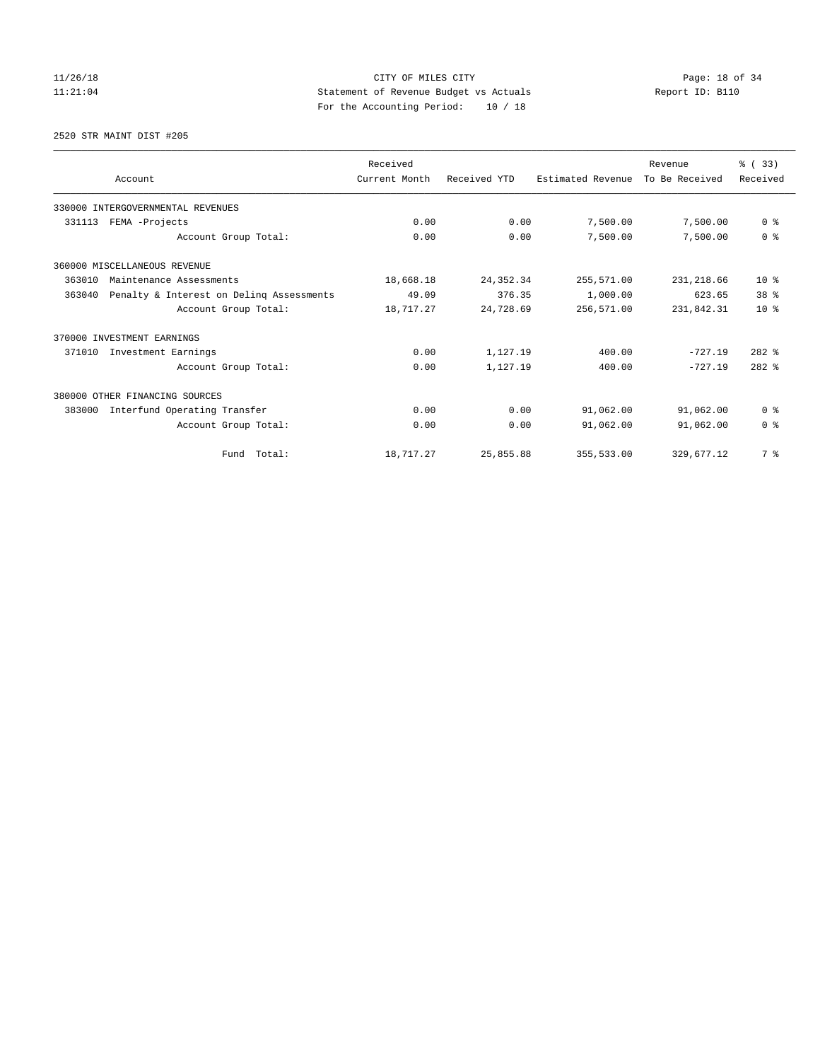CITY OF MILES CITY

Statement of Revenue Budget vs Actuals

For the Accounting Period: 10 / 18

2520 STR MAINT DIST #205

| Account | Received Current Month | Received YTD | Estimated Revenue | Revenue To Be Received | % ( 33) Received |
|---|---|---|---|---|---|
| 330000 INTERGOVERNMENTAL REVENUES | | | | | |
| 331113 FEMA -Projects | 0.00 | 0.00 | 7,500.00 | 7,500.00 | 0 % |
| Account Group Total: | 0.00 | 0.00 | 7,500.00 | 7,500.00 | 0 % |
| 360000 MISCELLANEOUS REVENUE | | | | | |
| 363010 Maintenance Assessments | 18,668.18 | 24,352.34 | 255,571.00 | 231,218.66 | 10 % |
| 363040 Penalty & Interest on Delinq Assessments | 49.09 | 376.35 | 1,000.00 | 623.65 | 38 % |
| Account Group Total: | 18,717.27 | 24,728.69 | 256,571.00 | 231,842.31 | 10 % |
| 370000 INVESTMENT EARNINGS | | | | | |
| 371010 Investment Earnings | 0.00 | 1,127.19 | 400.00 | -727.19 | 282 % |
| Account Group Total: | 0.00 | 1,127.19 | 400.00 | -727.19 | 282 % |
| 380000 OTHER FINANCING SOURCES | | | | | |
| 383000 Interfund Operating Transfer | 0.00 | 0.00 | 91,062.00 | 91,062.00 | 0 % |
| Account Group Total: | 0.00 | 0.00 | 91,062.00 | 91,062.00 | 0 % |
| Fund Total: | 18,717.27 | 25,855.88 | 355,533.00 | 329,677.12 | 7 % |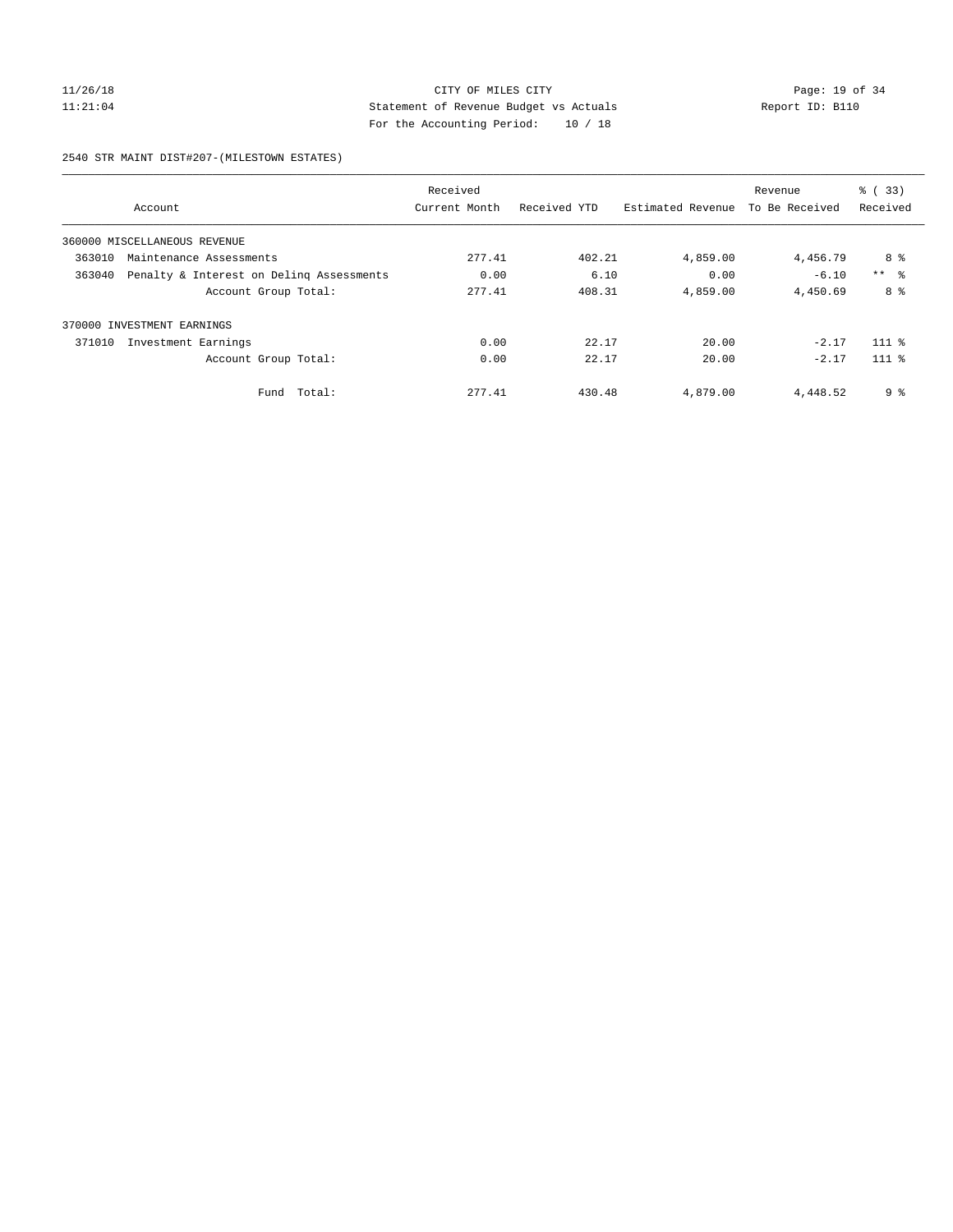CITY OF MILES CITY
Statement of Revenue Budget vs Actuals
For the Accounting Period: 10 / 18

11/26/18
11:21:04

Report ID: B110

2540 STR MAINT DIST#207-(MILESTOWN ESTATES)

| Account | Received Current Month | Received YTD | Estimated Revenue | Revenue To Be Received | % ( 33) Received |
|---|---|---|---|---|---|
| 360000 MISCELLANEOUS REVENUE | | | | | |
| 363010 Maintenance Assessments | 277.41 | 402.21 | 4,859.00 | 4,456.79 | 8 % |
| 363040 Penalty & Interest on Delinq Assessments | 0.00 | 6.10 | 0.00 | -6.10 | ** % |
| Account Group Total: | 277.41 | 408.31 | 4,859.00 | 4,450.69 | 8 % |
| 370000 INVESTMENT EARNINGS | | | | | |
| 371010 Investment Earnings | 0.00 | 22.17 | 20.00 | -2.17 | 111 % |
| Account Group Total: | 0.00 | 22.17 | 20.00 | -2.17 | 111 % |
| Fund Total: | 277.41 | 430.48 | 4,879.00 | 4,448.52 | 9 % |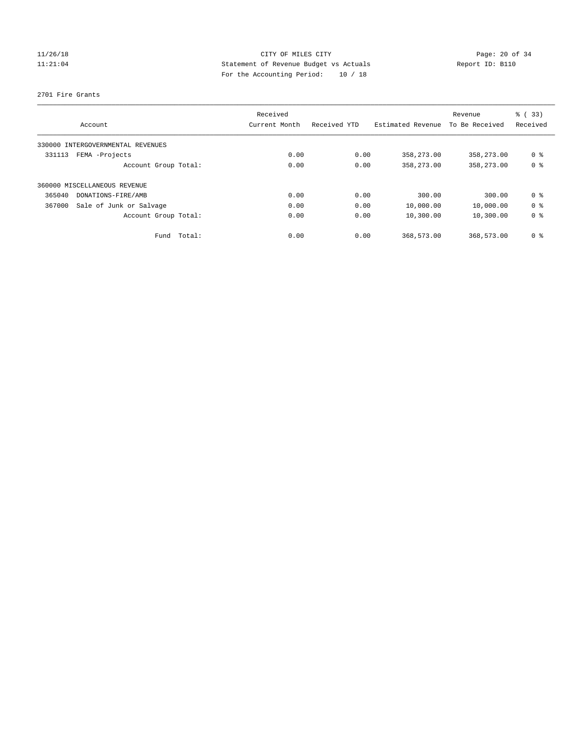CITY OF MILES CITY
Statement of Revenue Budget vs Actuals
For the Accounting Period: 10 / 18

11/26/18
11:21:04

Report ID: B110

2701 Fire Grants

| Account | Received Current Month | Received YTD | Estimated Revenue | Revenue To Be Received | % ( 33) Received |
|---|---|---|---|---|---|
| 330000 INTERGOVERNMENTAL REVENUES | | | | | |
| 331113 FEMA -Projects | 0.00 | 0.00 | 358,273.00 | 358,273.00 | 0 % |
| Account Group Total: | 0.00 | 0.00 | 358,273.00 | 358,273.00 | 0 % |
| 360000 MISCELLANEOUS REVENUE | | | | | |
| 365040 DONATIONS-FIRE/AMB | 0.00 | 0.00 | 300.00 | 300.00 | 0 % |
| 367000 Sale of Junk or Salvage | 0.00 | 0.00 | 10,000.00 | 10,000.00 | 0 % |
| Account Group Total: | 0.00 | 0.00 | 10,300.00 | 10,300.00 | 0 % |
| Fund Total: | 0.00 | 0.00 | 368,573.00 | 368,573.00 | 0 % |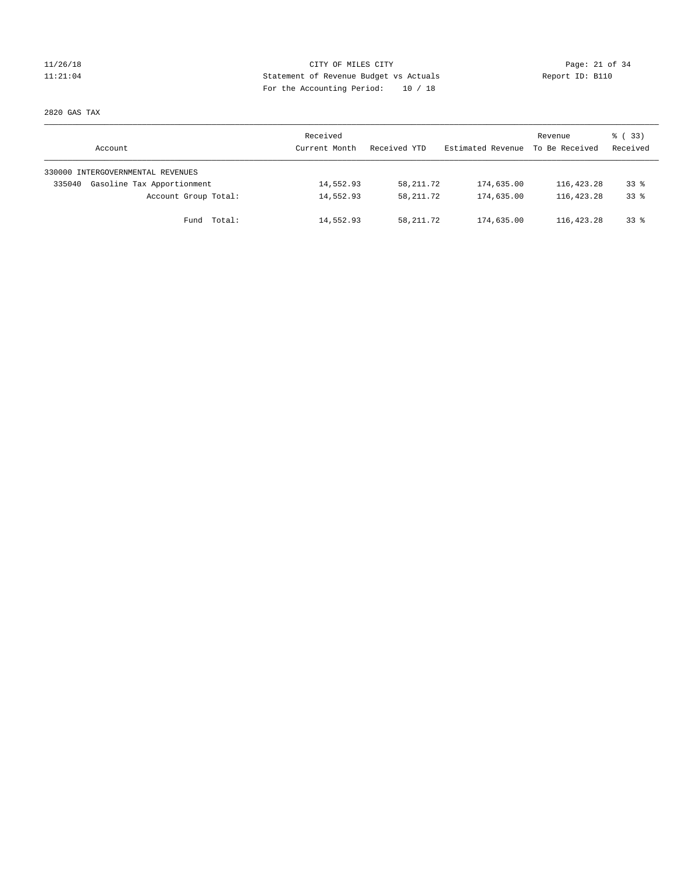CITY OF MILES CITY
Statement of Revenue Budget vs Actuals
For the Accounting Period: 10 / 18

11/26/18
11:21:04

Report ID: B110

2820 GAS TAX

| Account | Received Current Month | Received YTD | Estimated Revenue | Revenue To Be Received | % ( 33) Received |
|---|---|---|---|---|---|
| 330000 INTERGOVERNMENTAL REVENUES | | | | | |
| 335040 Gasoline Tax Apportionment | 14,552.93 | 58,211.72 | 174,635.00 | 116,423.28 | 33 % |
| Account Group Total: | 14,552.93 | 58,211.72 | 174,635.00 | 116,423.28 | 33 % |
| Fund Total: | 14,552.93 | 58,211.72 | 174,635.00 | 116,423.28 | 33 % |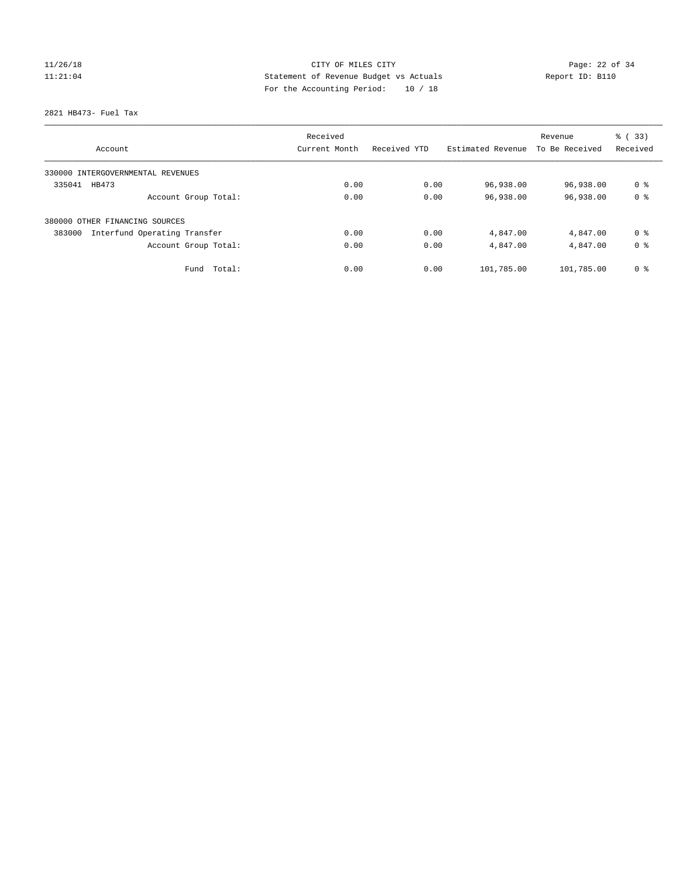CITY OF MILES CITY

Statement of Revenue Budget vs Actuals

For the Accounting Period: 10 / 18

11/26/18
11:21:04

Report ID: B110

2821 HB473- Fuel Tax

| Account | Received Current Month | Received YTD | Estimated Revenue | Revenue To Be Received | % ( 33) Received |
|---|---|---|---|---|---|
| 330000 INTERGOVERNMENTAL REVENUES | | | | | |
| 335041 HB473 | 0.00 | 0.00 | 96,938.00 | 96,938.00 | 0 % |
| Account Group Total: | 0.00 | 0.00 | 96,938.00 | 96,938.00 | 0 % |
| 380000 OTHER FINANCING SOURCES | | | | | |
| 383000 Interfund Operating Transfer | 0.00 | 0.00 | 4,847.00 | 4,847.00 | 0 % |
| Account Group Total: | 0.00 | 0.00 | 4,847.00 | 4,847.00 | 0 % |
| Fund Total: | 0.00 | 0.00 | 101,785.00 | 101,785.00 | 0 % |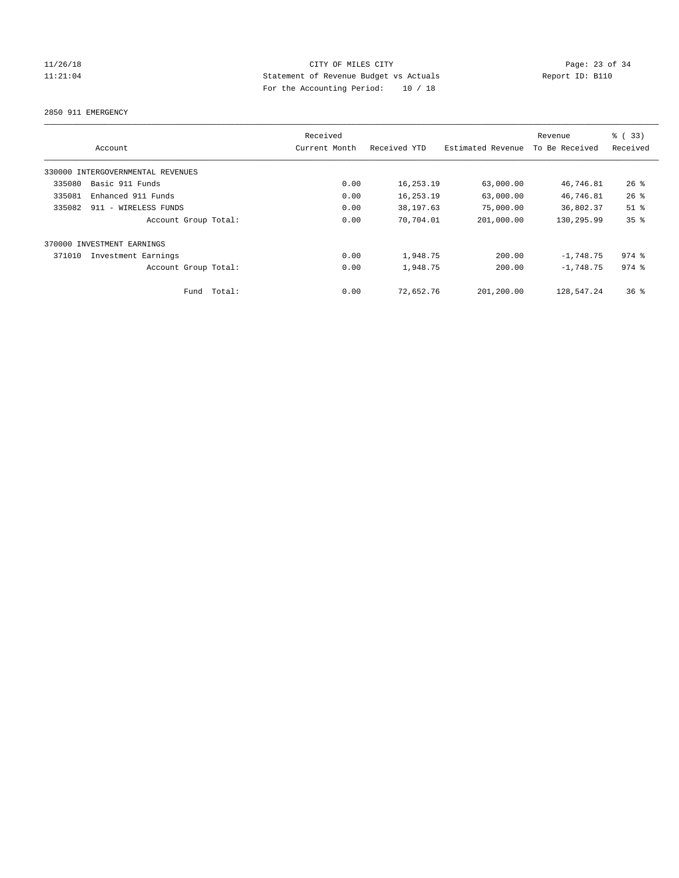CITY OF MILES CITY

Statement of Revenue Budget vs Actuals

For the Accounting Period: 10 / 18

2850 911 EMERGENCY

| Account | Received Current Month | Received YTD | Estimated Revenue | Revenue To Be Received | % ( 33) Received |
|---|---|---|---|---|---|
| 330000 INTERGOVERNMENTAL REVENUES | | | | | |
| 335080 Basic 911 Funds | 0.00 | 16,253.19 | 63,000.00 | 46,746.81 | 26 % |
| 335081 Enhanced 911 Funds | 0.00 | 16,253.19 | 63,000.00 | 46,746.81 | 26 % |
| 335082 911 - WIRELESS FUNDS | 0.00 | 38,197.63 | 75,000.00 | 36,802.37 | 51 % |
| Account Group Total: | 0.00 | 70,704.01 | 201,000.00 | 130,295.99 | 35 % |
| 370000 INVESTMENT EARNINGS | | | | | |
| 371010 Investment Earnings | 0.00 | 1,948.75 | 200.00 | -1,748.75 | 974 % |
| Account Group Total: | 0.00 | 1,948.75 | 200.00 | -1,748.75 | 974 % |
| Fund Total: | 0.00 | 72,652.76 | 201,200.00 | 128,547.24 | 36 % |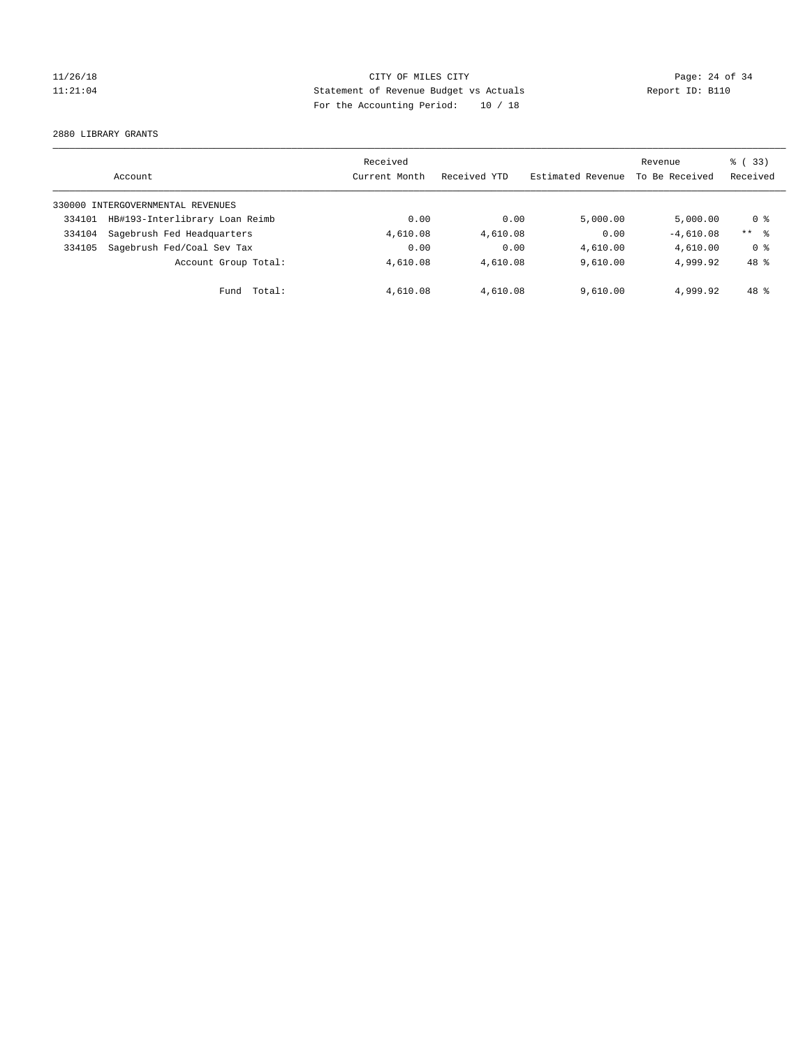CITY OF MILES CITY
Statement of Revenue Budget vs Actuals
For the Accounting Period: 10 / 18

11/26/18
11:21:04

Report ID: B110

2880 LIBRARY GRANTS

| Account | | Received Current Month | Received YTD | Estimated Revenue | Revenue To Be Received | % ( 33) Received |
|---|---|---|---|---|---|---|
| 330000 INTERGOVERNMENTAL REVENUES | | | | | | |
| 334101 | HB#193-Interlibrary Loan Reimb | 0.00 | 0.00 | 5,000.00 | 5,000.00 | 0 % |
| 334104 | Sagebrush Fed Headquarters | 4,610.08 | 4,610.08 | 0.00 | -4,610.08 | ** % |
| 334105 | Sagebrush Fed/Coal Sev Tax | 0.00 | 0.00 | 4,610.00 | 4,610.00 | 0 % |
| | Account Group Total: | 4,610.08 | 4,610.08 | 9,610.00 | 4,999.92 | 48 % |
| | Fund Total: | 4,610.08 | 4,610.08 | 9,610.00 | 4,999.92 | 48 % |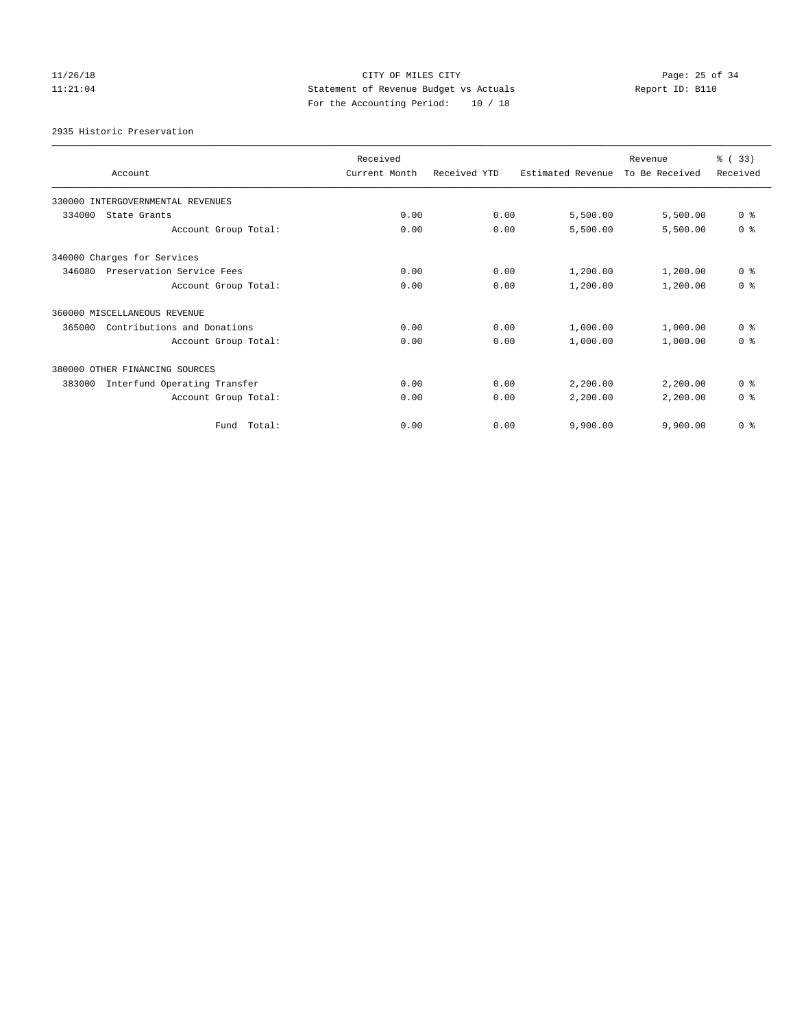CITY OF MILES CITY
Statement of Revenue Budget vs Actuals
For the Accounting Period: 10 / 18

11/26/18
11:21:04

Report ID: B110

2935 Historic Preservation

| Account | Received Current Month | Received YTD | Estimated Revenue | Revenue To Be Received | % ( 33) Received |
|---|---|---|---|---|---|
| 330000 INTERGOVERNMENTAL REVENUES | | | | | |
| 334000 State Grants | 0.00 | 0.00 | 5,500.00 | 5,500.00 | 0 % |
| Account Group Total: | 0.00 | 0.00 | 5,500.00 | 5,500.00 | 0 % |
| 340000 Charges for Services | | | | | |
| 346080 Preservation Service Fees | 0.00 | 0.00 | 1,200.00 | 1,200.00 | 0 % |
| Account Group Total: | 0.00 | 0.00 | 1,200.00 | 1,200.00 | 0 % |
| 360000 MISCELLANEOUS REVENUE | | | | | |
| 365000 Contributions and Donations | 0.00 | 0.00 | 1,000.00 | 1,000.00 | 0 % |
| Account Group Total: | 0.00 | 0.00 | 1,000.00 | 1,000.00 | 0 % |
| 380000 OTHER FINANCING SOURCES | | | | | |
| 383000 Interfund Operating Transfer | 0.00 | 0.00 | 2,200.00 | 2,200.00 | 0 % |
| Account Group Total: | 0.00 | 0.00 | 2,200.00 | 2,200.00 | 0 % |
| Fund Total: | 0.00 | 0.00 | 9,900.00 | 9,900.00 | 0 % |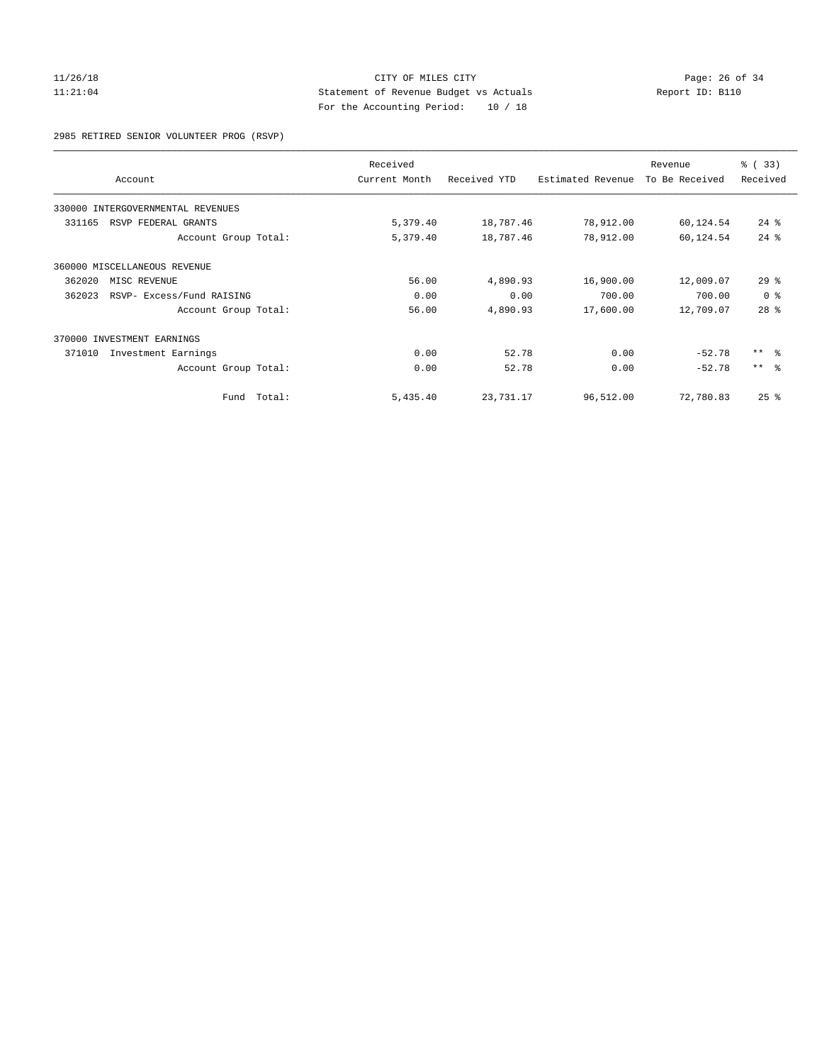CITY OF MILES CITY
Statement of Revenue Budget vs Actuals
For the Accounting Period: 10 / 18

11/26/18
11:21:04

Report ID: B110

2985 RETIRED SENIOR VOLUNTEER PROG (RSVP)

| Account | Received Current Month | Received YTD | Estimated Revenue | Revenue To Be Received | % ( 33) Received |
|---|---|---|---|---|---|
| 330000 INTERGOVERNMENTAL REVENUES | | | | | |
| 331165 RSVP FEDERAL GRANTS | 5,379.40 | 18,787.46 | 78,912.00 | 60,124.54 | 24 % |
| Account Group Total: | 5,379.40 | 18,787.46 | 78,912.00 | 60,124.54 | 24 % |
| 360000 MISCELLANEOUS REVENUE | | | | | |
| 362020 MISC REVENUE | 56.00 | 4,890.93 | 16,900.00 | 12,009.07 | 29 % |
| 362023 RSVP- Excess/Fund RAISING | 0.00 | 0.00 | 700.00 | 700.00 | 0 % |
| Account Group Total: | 56.00 | 4,890.93 | 17,600.00 | 12,709.07 | 28 % |
| 370000 INVESTMENT EARNINGS | | | | | |
| 371010 Investment Earnings | 0.00 | 52.78 | 0.00 | -52.78 | ** % |
| Account Group Total: | 0.00 | 52.78 | 0.00 | -52.78 | ** % |
| Fund Total: | 5,435.40 | 23,731.17 | 96,512.00 | 72,780.83 | 25 % |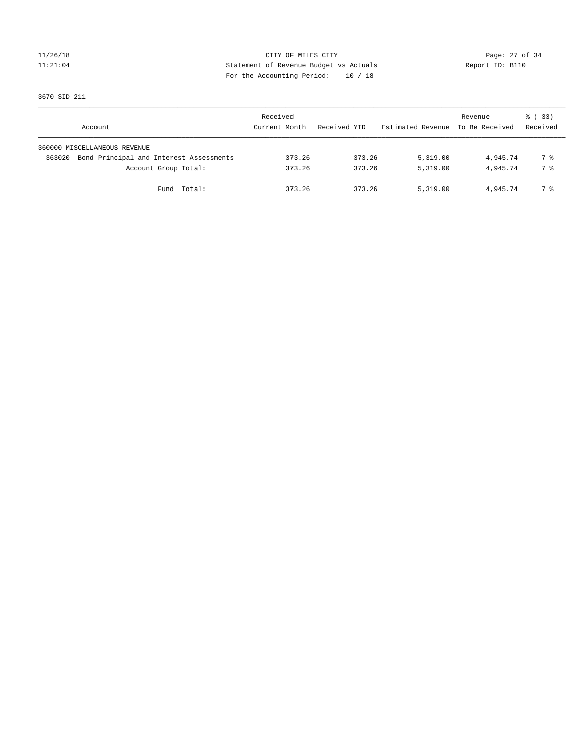CITY OF MILES CITY
Statement of Revenue Budget vs Actuals
For the Accounting Period: 10 / 18

11/26/18
11:21:04

Report ID: B110

3670 SID 211

| Account | Received Current Month | Received YTD | Estimated Revenue | Revenue To Be Received | % ( 33) Received |
|---|---|---|---|---|---|
| 360000 MISCELLANEOUS REVENUE | | | | | |
| 363020 Bond Principal and Interest Assessments | 373.26 | 373.26 | 5,319.00 | 4,945.74 | 7 % |
| Account Group Total: | 373.26 | 373.26 | 5,319.00 | 4,945.74 | 7 % |
| Fund Total: | 373.26 | 373.26 | 5,319.00 | 4,945.74 | 7 % |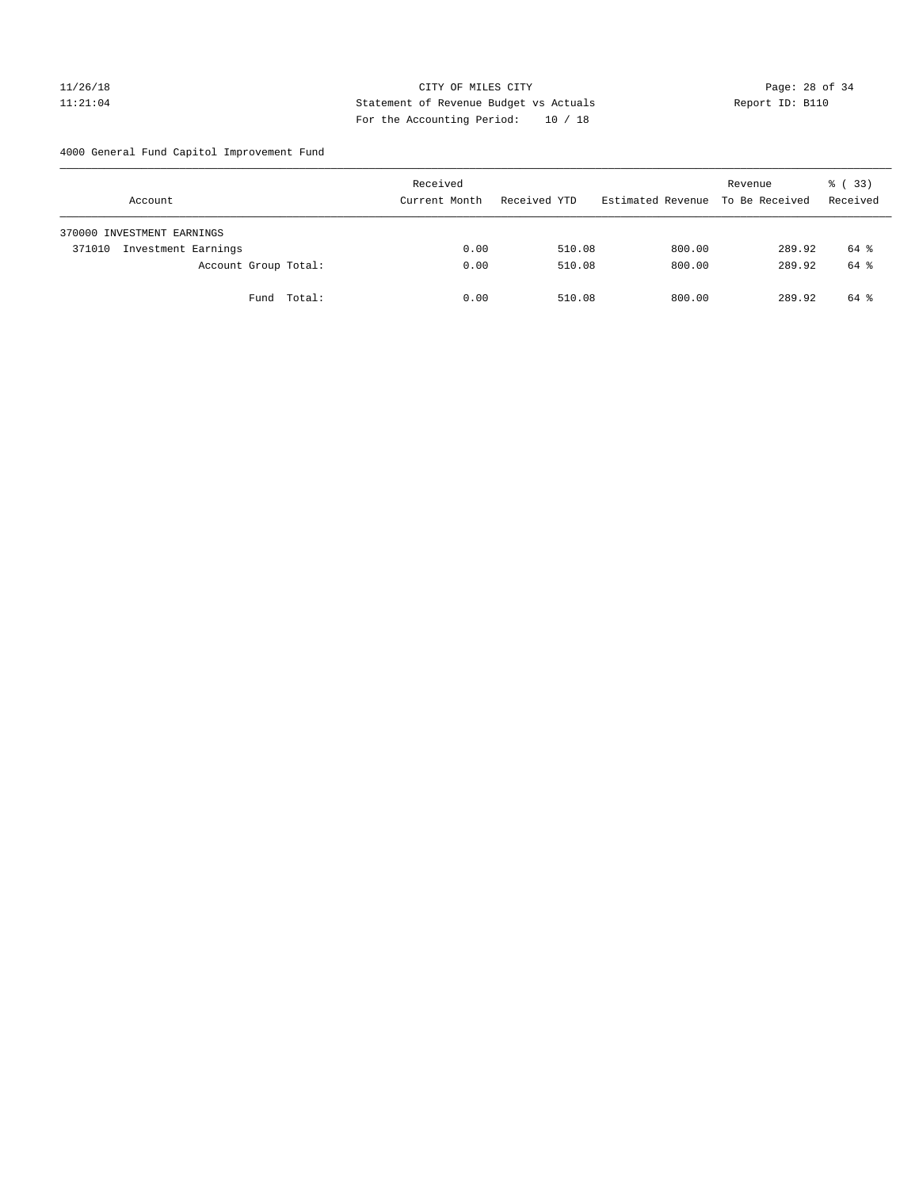CITY OF MILES CITY
Statement of Revenue Budget vs Actuals
For the Accounting Period: 10 / 18

4000 General Fund Capitol Improvement Fund

| Account | Received Current Month | Received YTD | Estimated Revenue | Revenue To Be Received | % ( 33) Received |
|---|---|---|---|---|---|
| 370000 INVESTMENT EARNINGS | | | | | |
| 371010 Investment Earnings | 0.00 | 510.08 | 800.00 | 289.92 | 64 % |
| Account Group Total: | 0.00 | 510.08 | 800.00 | 289.92 | 64 % |
| Fund Total: | 0.00 | 510.08 | 800.00 | 289.92 | 64 % |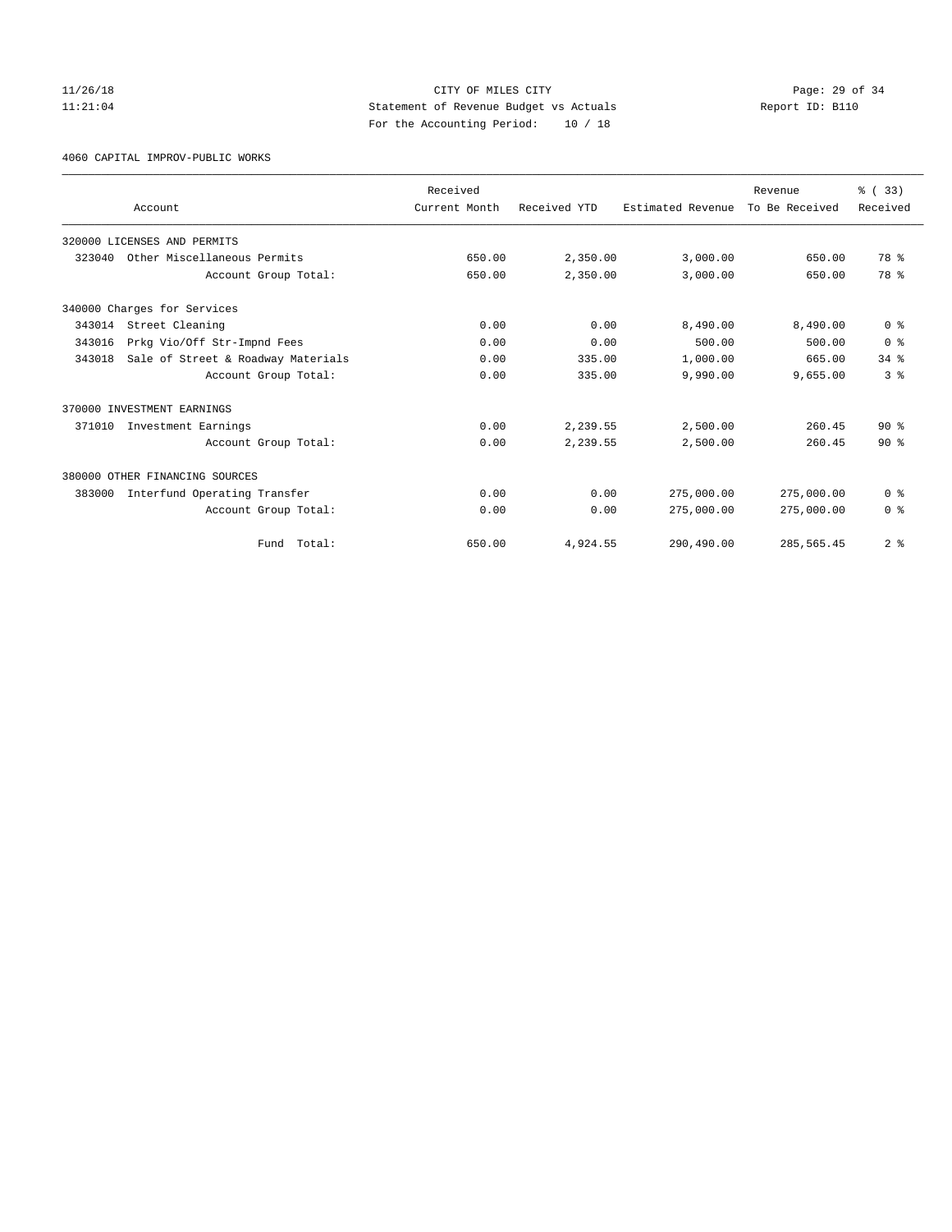CITY OF MILES CITY
Statement of Revenue Budget vs Actuals
For the Accounting Period: 10 / 18

11/26/18
11:21:04

Report ID: B110

4060 CAPITAL IMPROV-PUBLIC WORKS

| Account | Received Current Month | Received YTD | Estimated Revenue | Revenue To Be Received | % ( 33) Received |
|---|---|---|---|---|---|
| 320000 LICENSES AND PERMITS | | | | | |
| 323040 Other Miscellaneous Permits | 650.00 | 2,350.00 | 3,000.00 | 650.00 | 78 % |
| Account Group Total: | 650.00 | 2,350.00 | 3,000.00 | 650.00 | 78 % |
| 340000 Charges for Services | | | | | |
| 343014 Street Cleaning | 0.00 | 0.00 | 8,490.00 | 8,490.00 | 0 % |
| 343016 Prkg Vio/Off Str-Impnd Fees | 0.00 | 0.00 | 500.00 | 500.00 | 0 % |
| 343018 Sale of Street & Roadway Materials | 0.00 | 335.00 | 1,000.00 | 665.00 | 34 % |
| Account Group Total: | 0.00 | 335.00 | 9,990.00 | 9,655.00 | 3 % |
| 370000 INVESTMENT EARNINGS | | | | | |
| 371010 Investment Earnings | 0.00 | 2,239.55 | 2,500.00 | 260.45 | 90 % |
| Account Group Total: | 0.00 | 2,239.55 | 2,500.00 | 260.45 | 90 % |
| 380000 OTHER FINANCING SOURCES | | | | | |
| 383000 Interfund Operating Transfer | 0.00 | 0.00 | 275,000.00 | 275,000.00 | 0 % |
| Account Group Total: | 0.00 | 0.00 | 275,000.00 | 275,000.00 | 0 % |
| Fund Total: | 650.00 | 4,924.55 | 290,490.00 | 285,565.45 | 2 % |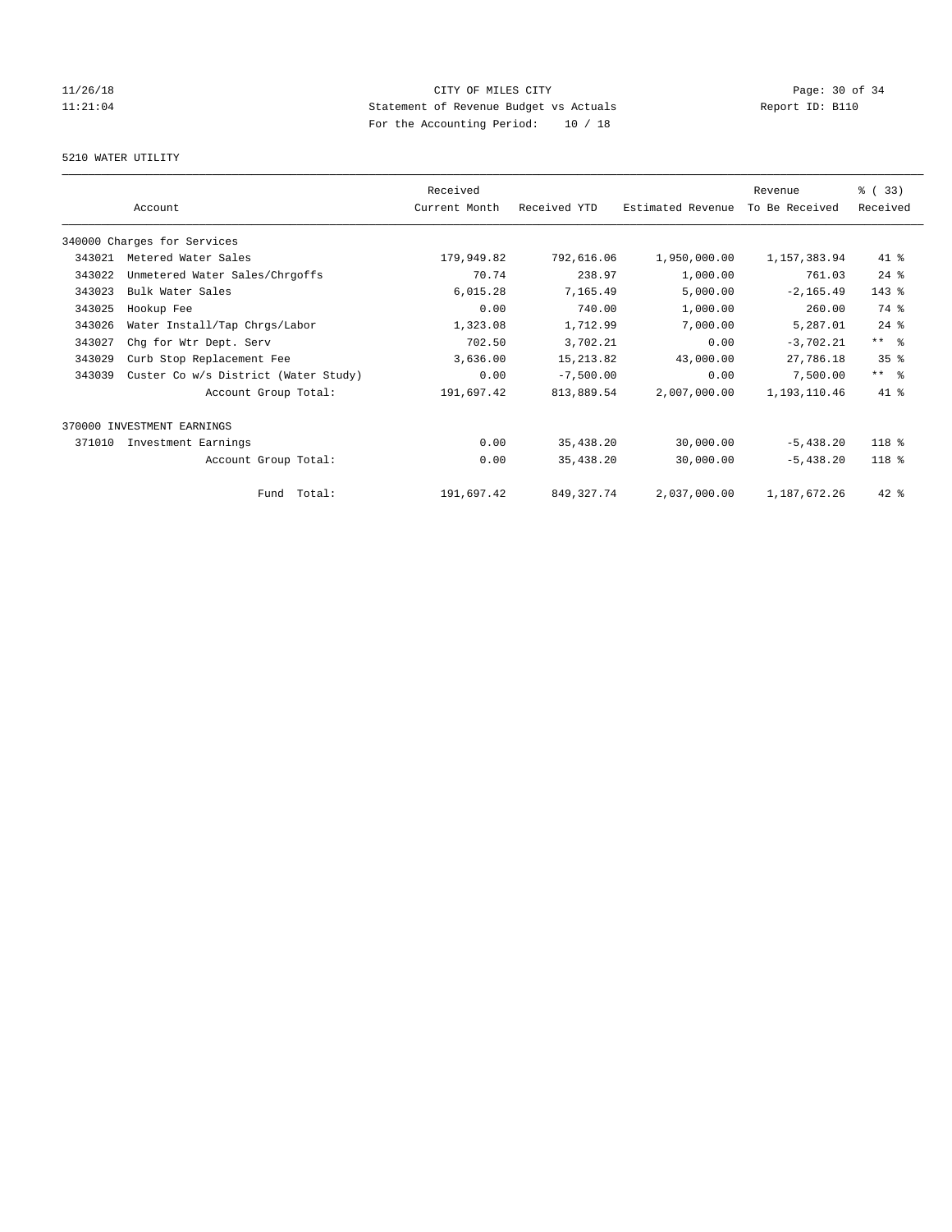CITY OF MILES CITY
Statement of Revenue Budget vs Actuals
For the Accounting Period: 10 / 18

11/26/18
11:21:04

Report ID: B110

5210 WATER UTILITY

| Account | | Received Current Month | Received YTD | Estimated Revenue | Revenue To Be Received | % ( 33) Received |
|---|---|---|---|---|---|---|
| 340000 Charges for Services | | | | | | |
| 343021 | Metered Water Sales | 179,949.82 | 792,616.06 | 1,950,000.00 | 1,157,383.94 | 41 % |
| 343022 | Unmetered Water Sales/Chrgoffs | 70.74 | 238.97 | 1,000.00 | 761.03 | 24 % |
| 343023 | Bulk Water Sales | 6,015.28 | 7,165.49 | 5,000.00 | -2,165.49 | 143 % |
| 343025 | Hookup Fee | 0.00 | 740.00 | 1,000.00 | 260.00 | 74 % |
| 343026 | Water Install/Tap Chrgs/Labor | 1,323.08 | 1,712.99 | 7,000.00 | 5,287.01 | 24 % |
| 343027 | Chg for Wtr Dept. Serv | 702.50 | 3,702.21 | 0.00 | -3,702.21 | ** % |
| 343029 | Curb Stop Replacement Fee | 3,636.00 | 15,213.82 | 43,000.00 | 27,786.18 | 35 % |
| 343039 | Custer Co w/s District (Water Study) | 0.00 | -7,500.00 | 0.00 | 7,500.00 | ** % |
| | Account Group Total: | 191,697.42 | 813,889.54 | 2,007,000.00 | 1,193,110.46 | 41 % |
| 370000 INVESTMENT EARNINGS | | | | | | |
| 371010 | Investment Earnings | 0.00 | 35,438.20 | 30,000.00 | -5,438.20 | 118 % |
| | Account Group Total: | 0.00 | 35,438.20 | 30,000.00 | -5,438.20 | 118 % |
| | Fund Total: | 191,697.42 | 849,327.74 | 2,037,000.00 | 1,187,672.26 | 42 % |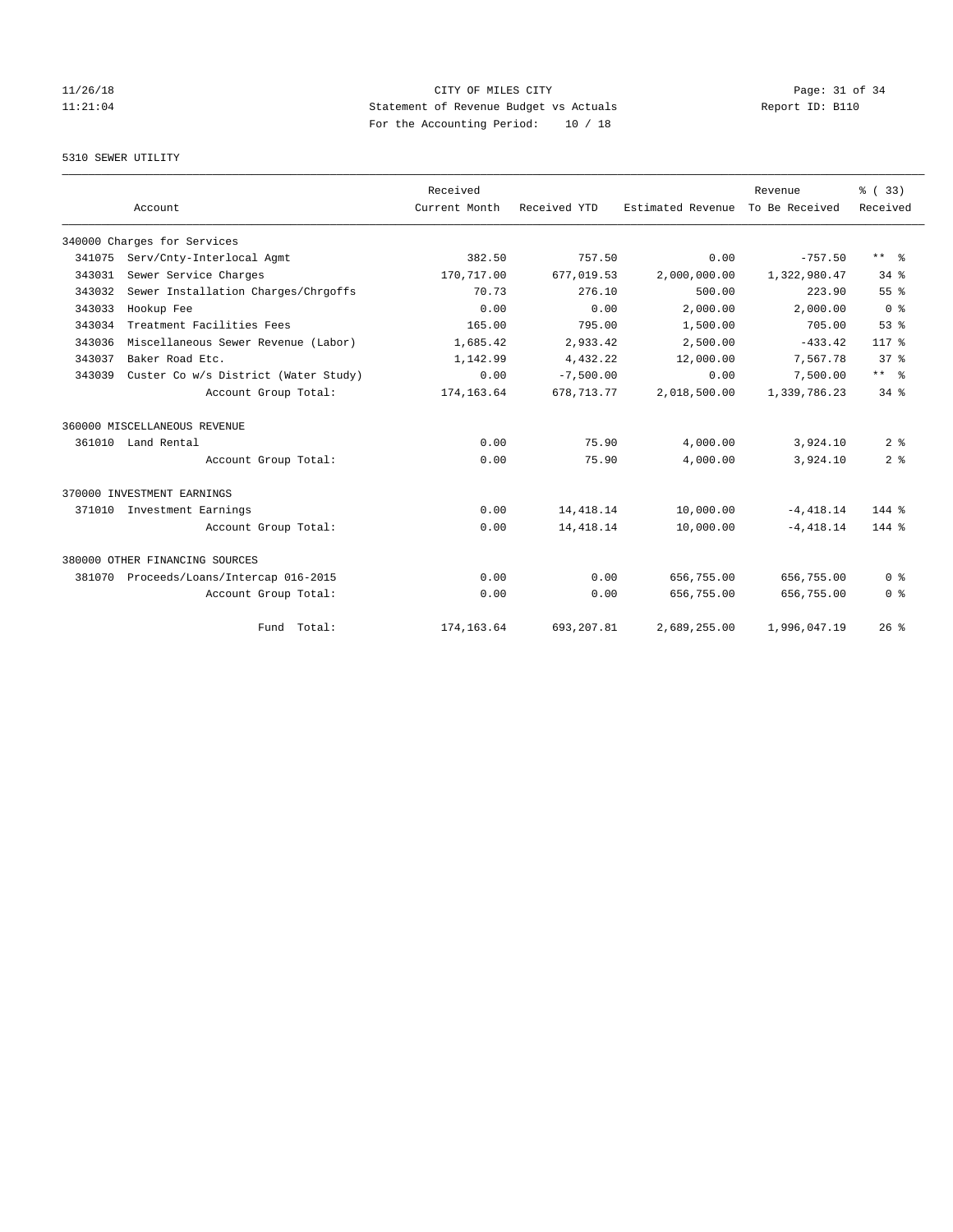CITY OF MILES CITY
Statement of Revenue Budget vs Actuals
For the Accounting Period: 10 / 18

11/26/18
11:21:04

Report ID: B110

## 5310 SEWER UTILITY

| Account | | Received Current Month | Received YTD | Estimated Revenue | Revenue To Be Received | % ( 33) Received |
|---|---|---|---|---|---|---|
| 340000 Charges for Services | | | | | | |
| 341075 | Serv/Cnty-Interlocal Agmt | 382.50 | 757.50 | 0.00 | -757.50 | ** % |
| 343031 | Sewer Service Charges | 170,717.00 | 677,019.53 | 2,000,000.00 | 1,322,980.47 | 34 % |
| 343032 | Sewer Installation Charges/Chrgoffs | 70.73 | 276.10 | 500.00 | 223.90 | 55 % |
| 343033 | Hookup Fee | 0.00 | 0.00 | 2,000.00 | 2,000.00 | 0 % |
| 343034 | Treatment Facilities Fees | 165.00 | 795.00 | 1,500.00 | 705.00 | 53 % |
| 343036 | Miscellaneous Sewer Revenue (Labor) | 1,685.42 | 2,933.42 | 2,500.00 | -433.42 | 117 % |
| 343037 | Baker Road Etc. | 1,142.99 | 4,432.22 | 12,000.00 | 7,567.78 | 37 % |
| 343039 | Custer Co w/s District (Water Study) | 0.00 | -7,500.00 | 0.00 | 7,500.00 | ** % |
| | Account Group Total: | 174,163.64 | 678,713.77 | 2,018,500.00 | 1,339,786.23 | 34 % |
| 360000 MISCELLANEOUS REVENUE | | | | | | |
| 361010 | Land Rental | 0.00 | 75.90 | 4,000.00 | 3,924.10 | 2 % |
| | Account Group Total: | 0.00 | 75.90 | 4,000.00 | 3,924.10 | 2 % |
| 370000 INVESTMENT EARNINGS | | | | | | |
| 371010 | Investment Earnings | 0.00 | 14,418.14 | 10,000.00 | -4,418.14 | 144 % |
| | Account Group Total: | 0.00 | 14,418.14 | 10,000.00 | -4,418.14 | 144 % |
| 380000 OTHER FINANCING SOURCES | | | | | | |
| 381070 | Proceeds/Loans/Intercap 016-2015 | 0.00 | 0.00 | 656,755.00 | 656,755.00 | 0 % |
| | Account Group Total: | 0.00 | 0.00 | 656,755.00 | 656,755.00 | 0 % |
| | Fund Total: | 174,163.64 | 693,207.81 | 2,689,255.00 | 1,996,047.19 | 26 % |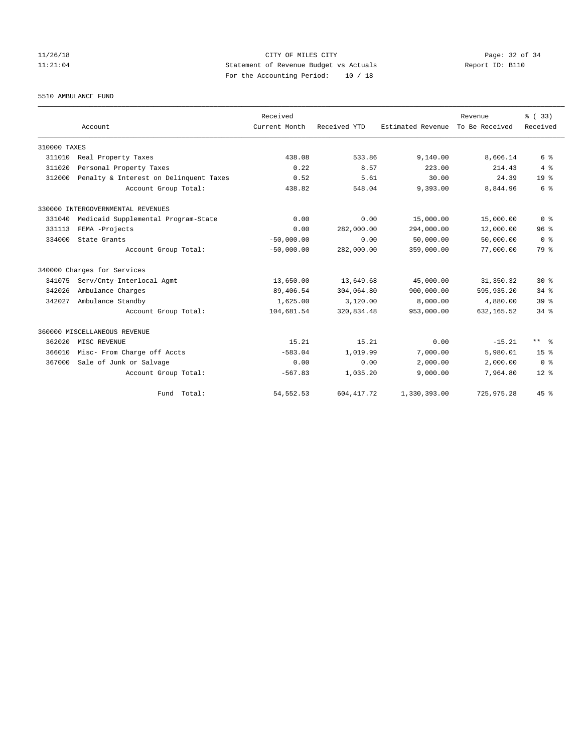CITY OF MILES CITY
Statement of Revenue Budget vs Actuals
For the Accounting Period: 10 / 18

11/26/18
11:21:04

Report ID: B110

5510 AMBULANCE FUND

| Account | | Received Current Month | Received YTD | Estimated Revenue | Revenue To Be Received | % ( 33) Received |
|---|---|---|---|---|---|---|
| 310000 TAXES | | | | | | |
| 311010 | Real Property Taxes | 438.08 | 533.86 | 9,140.00 | 8,606.14 | 6 % |
| 311020 | Personal Property Taxes | 0.22 | 8.57 | 223.00 | 214.43 | 4 % |
| 312000 | Penalty & Interest on Delinquent Taxes | 0.52 | 5.61 | 30.00 | 24.39 | 19 % |
| | Account Group Total: | 438.82 | 548.04 | 9,393.00 | 8,844.96 | 6 % |
| 330000 INTERGOVERNMENTAL REVENUES | | | | | | |
| 331040 | Medicaid Supplemental Program-State | 0.00 | 0.00 | 15,000.00 | 15,000.00 | 0 % |
| 331113 | FEMA -Projects | 0.00 | 282,000.00 | 294,000.00 | 12,000.00 | 96 % |
| 334000 | State Grants | -50,000.00 | 0.00 | 50,000.00 | 50,000.00 | 0 % |
| | Account Group Total: | -50,000.00 | 282,000.00 | 359,000.00 | 77,000.00 | 79 % |
| 340000 Charges for Services | | | | | | |
| 341075 | Serv/Cnty-Interlocal Agmt | 13,650.00 | 13,649.68 | 45,000.00 | 31,350.32 | 30 % |
| 342026 | Ambulance Charges | 89,406.54 | 304,064.80 | 900,000.00 | 595,935.20 | 34 % |
| 342027 | Ambulance Standby | 1,625.00 | 3,120.00 | 8,000.00 | 4,880.00 | 39 % |
| | Account Group Total: | 104,681.54 | 320,834.48 | 953,000.00 | 632,165.52 | 34 % |
| 360000 MISCELLANEOUS REVENUE | | | | | | |
| 362020 | MISC REVENUE | 15.21 | 15.21 | 0.00 | -15.21 | ** % |
| 366010 | Misc- From Charge off Accts | -583.04 | 1,019.99 | 7,000.00 | 5,980.01 | 15 % |
| 367000 | Sale of Junk or Salvage | 0.00 | 0.00 | 2,000.00 | 2,000.00 | 0 % |
| | Account Group Total: | -567.83 | 1,035.20 | 9,000.00 | 7,964.80 | 12 % |
| | Fund Total: | 54,552.53 | 604,417.72 | 1,330,393.00 | 725,975.28 | 45 % |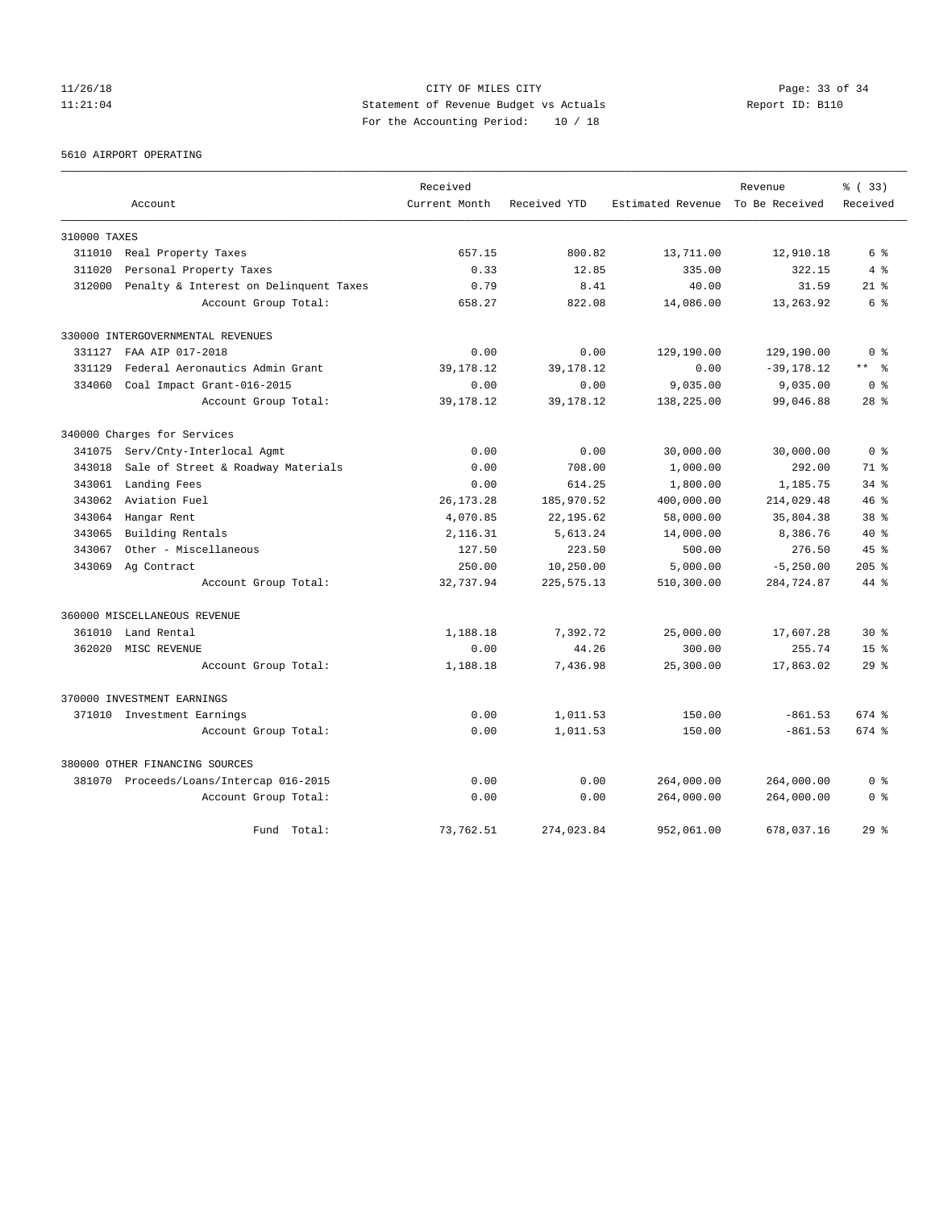CITY OF MILES CITY
Statement of Revenue Budget vs Actuals
For the Accounting Period: 10 / 18

11/26/18
11:21:04

Report ID: B110

5610 AIRPORT OPERATING

| Account | Received Current Month | Received YTD | Estimated Revenue | Revenue To Be Received | % ( 33) Received |
|---|---|---|---|---|---|
| 310000 TAXES | | | | | |
| 311010 Real Property Taxes | 657.15 | 800.82 | 13,711.00 | 12,910.18 | 6 % |
| 311020 Personal Property Taxes | 0.33 | 12.85 | 335.00 | 322.15 | 4 % |
| 312000 Penalty & Interest on Delinquent Taxes | 0.79 | 8.41 | 40.00 | 31.59 | 21 % |
| Account Group Total: | 658.27 | 822.08 | 14,086.00 | 13,263.92 | 6 % |
| 330000 INTERGOVERNMENTAL REVENUES | | | | | |
| 331127 FAA AIP 017-2018 | 0.00 | 0.00 | 129,190.00 | 129,190.00 | 0 % |
| 331129 Federal Aeronautics Admin Grant | 39,178.12 | 39,178.12 | 0.00 | -39,178.12 | ** % |
| 334060 Coal Impact Grant-016-2015 | 0.00 | 0.00 | 9,035.00 | 9,035.00 | 0 % |
| Account Group Total: | 39,178.12 | 39,178.12 | 138,225.00 | 99,046.88 | 28 % |
| 340000 Charges for Services | | | | | |
| 341075 Serv/Cnty-Interlocal Agmt | 0.00 | 0.00 | 30,000.00 | 30,000.00 | 0 % |
| 343018 Sale of Street & Roadway Materials | 0.00 | 708.00 | 1,000.00 | 292.00 | 71 % |
| 343061 Landing Fees | 0.00 | 614.25 | 1,800.00 | 1,185.75 | 34 % |
| 343062 Aviation Fuel | 26,173.28 | 185,970.52 | 400,000.00 | 214,029.48 | 46 % |
| 343064 Hangar Rent | 4,070.85 | 22,195.62 | 58,000.00 | 35,804.38 | 38 % |
| 343065 Building Rentals | 2,116.31 | 5,613.24 | 14,000.00 | 8,386.76 | 40 % |
| 343067 Other - Miscellaneous | 127.50 | 223.50 | 500.00 | 276.50 | 45 % |
| 343069 Ag Contract | 250.00 | 10,250.00 | 5,000.00 | -5,250.00 | 205 % |
| Account Group Total: | 32,737.94 | 225,575.13 | 510,300.00 | 284,724.87 | 44 % |
| 360000 MISCELLANEOUS REVENUE | | | | | |
| 361010 Land Rental | 1,188.18 | 7,392.72 | 25,000.00 | 17,607.28 | 30 % |
| 362020 MISC REVENUE | 0.00 | 44.26 | 300.00 | 255.74 | 15 % |
| Account Group Total: | 1,188.18 | 7,436.98 | 25,300.00 | 17,863.02 | 29 % |
| 370000 INVESTMENT EARNINGS | | | | | |
| 371010 Investment Earnings | 0.00 | 1,011.53 | 150.00 | -861.53 | 674 % |
| Account Group Total: | 0.00 | 1,011.53 | 150.00 | -861.53 | 674 % |
| 380000 OTHER FINANCING SOURCES | | | | | |
| 381070 Proceeds/Loans/Intercap 016-2015 | 0.00 | 0.00 | 264,000.00 | 264,000.00 | 0 % |
| Account Group Total: | 0.00 | 0.00 | 264,000.00 | 264,000.00 | 0 % |
| Fund Total: | 73,762.51 | 274,023.84 | 952,061.00 | 678,037.16 | 29 % |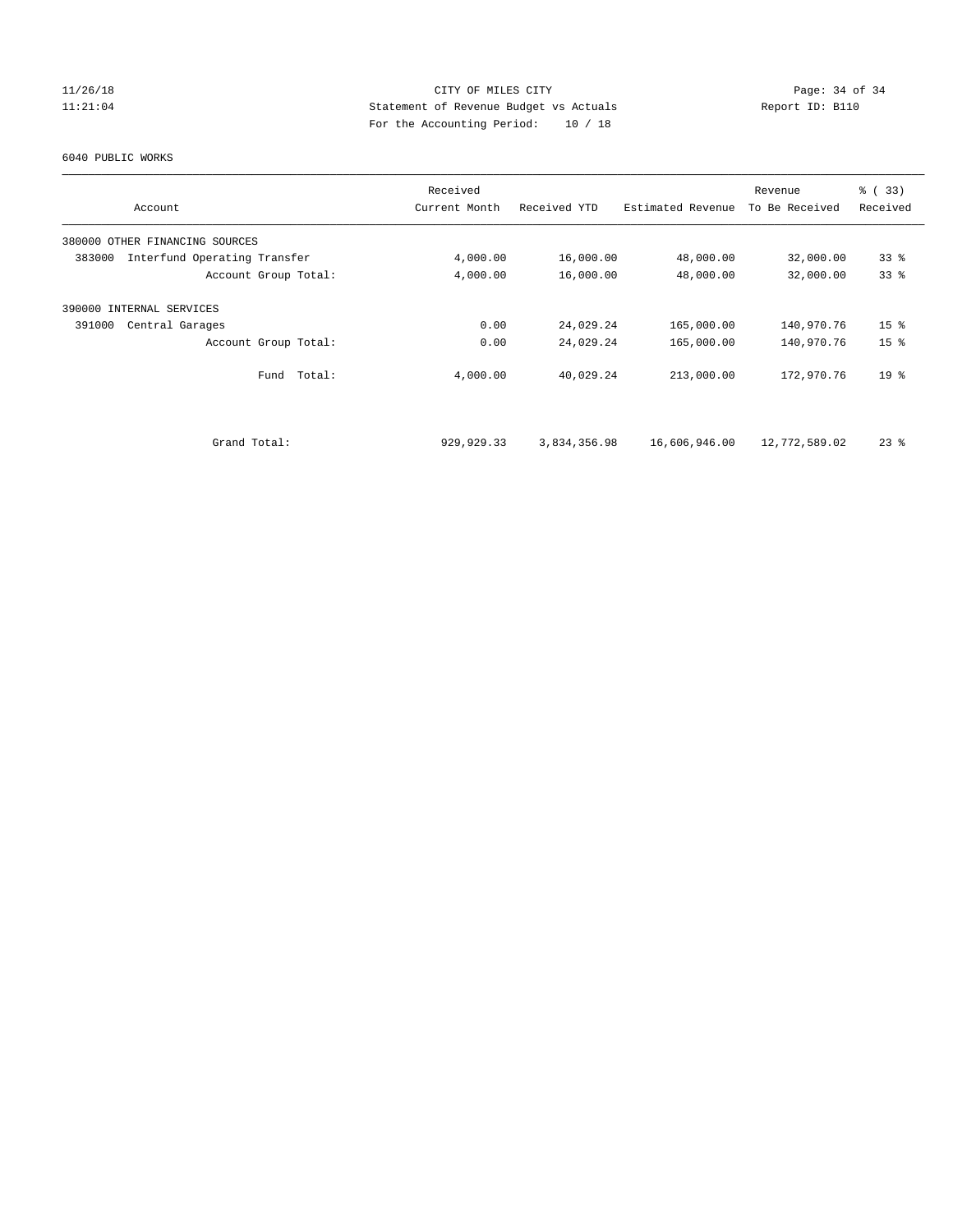CITY OF MILES CITY
Statement of Revenue Budget vs Actuals
For the Accounting Period: 10 / 18

6040 PUBLIC WORKS

| Account | Received Current Month | Received YTD | Estimated Revenue | Revenue To Be Received | % ( 33) Received |
|---|---|---|---|---|---|
| 380000 OTHER FINANCING SOURCES | | | | | |
| 383000 Interfund Operating Transfer | 4,000.00 | 16,000.00 | 48,000.00 | 32,000.00 | 33 % |
| Account Group Total: | 4,000.00 | 16,000.00 | 48,000.00 | 32,000.00 | 33 % |
| 390000 INTERNAL SERVICES | | | | | |
| 391000 Central Garages | 0.00 | 24,029.24 | 165,000.00 | 140,970.76 | 15 % |
| Account Group Total: | 0.00 | 24,029.24 | 165,000.00 | 140,970.76 | 15 % |
| Fund Total: | 4,000.00 | 40,029.24 | 213,000.00 | 172,970.76 | 19 % |
| Grand Total: | 929,929.33 | 3,834,356.98 | 16,606,946.00 | 12,772,589.02 | 23 % |